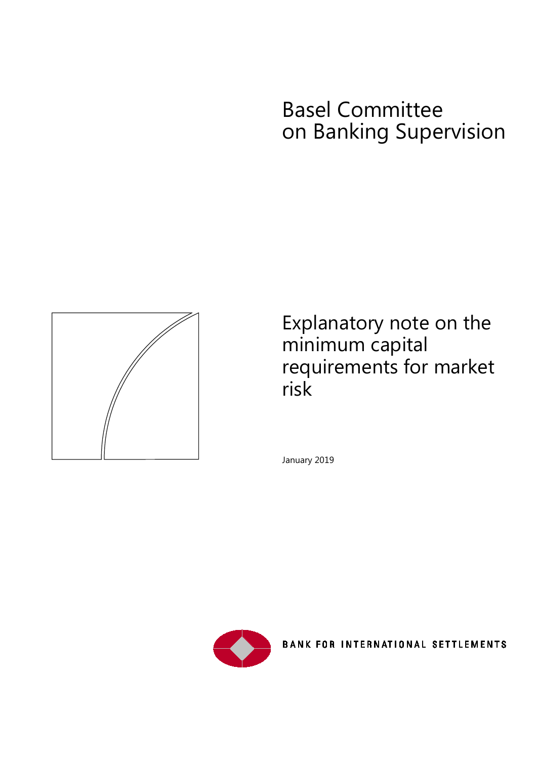# Basel Committee on Banking Supervision

# Explanatory note on the minimum capital requirements for market risk

January 2019

BANK FOR INTERNATIONAL SETTLEMENTS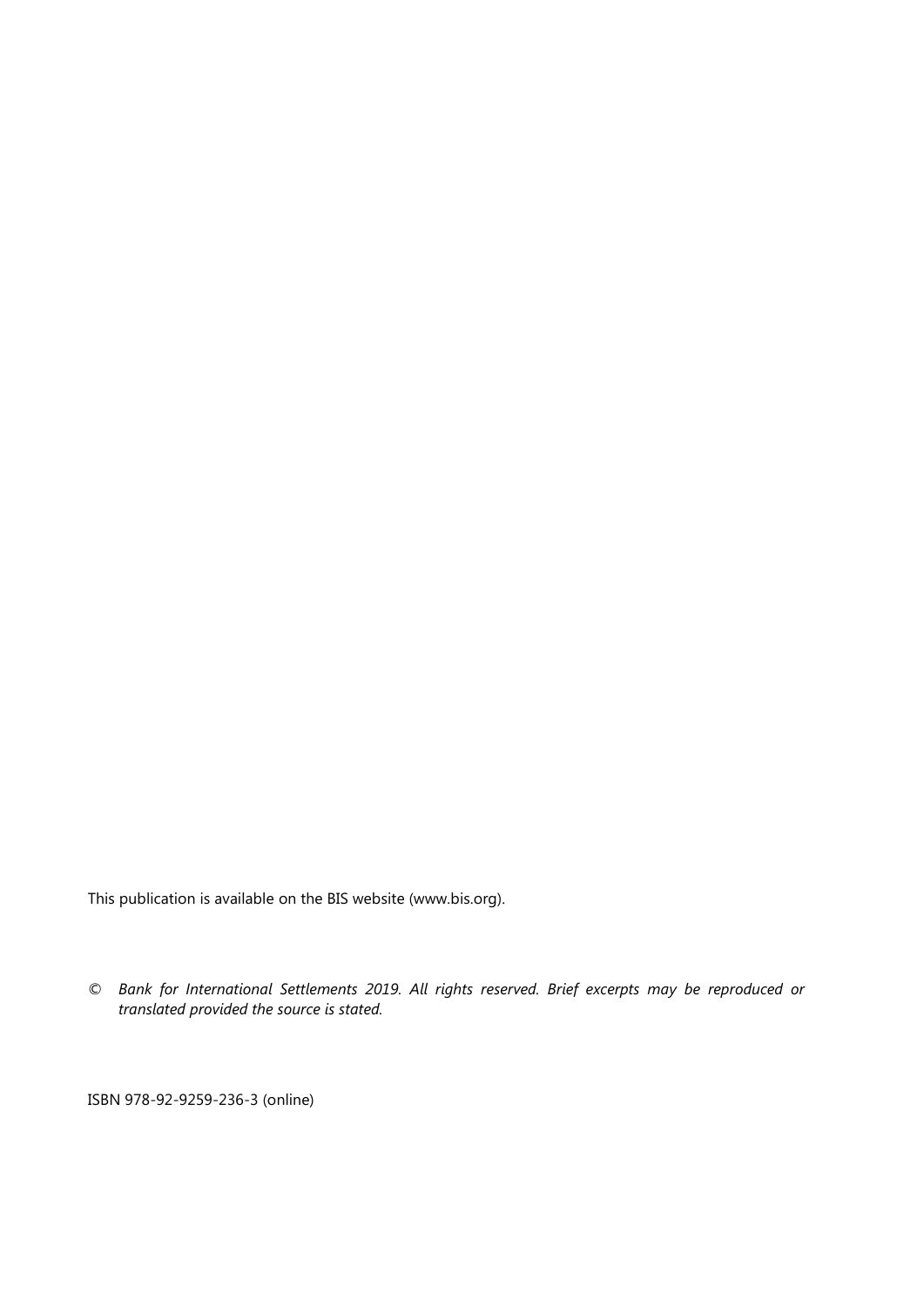This publication is available on the BIS website (www.bis.org).

© *Bank for International Settlements 2019. All rights reserved. Brief excerpts may be reproduced or translated provided the source is stated.*

ISBN 978-92-9259-236-3 (online)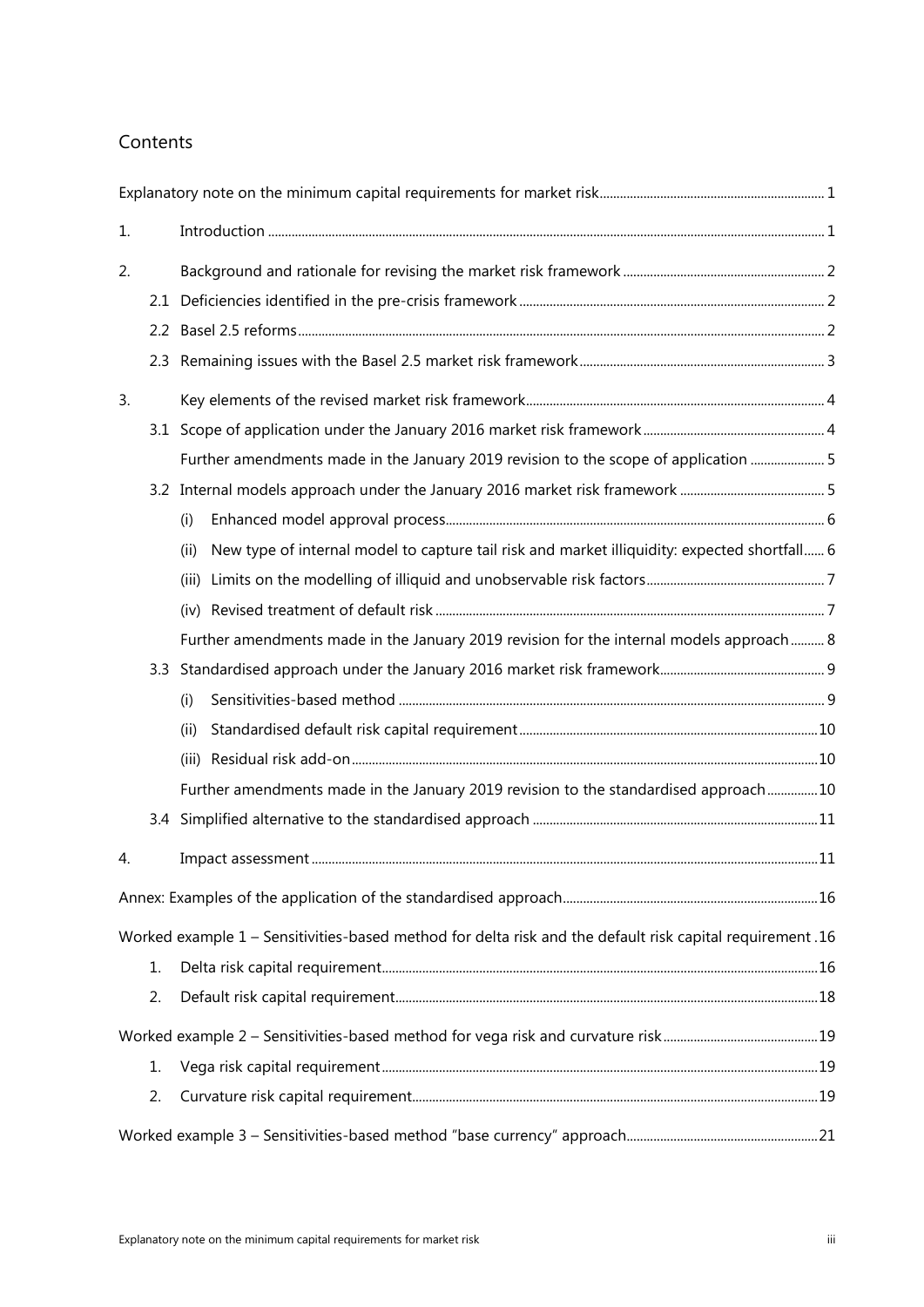## Contents

Explanatory note on the minimum capital requirements for market risk ........ 1

1. Introduction ........ 1

2. Background and rationale for revising the market risk framework ........ 2
   - 2.1 Deficiencies identified in the pre-crisis framework ........ 2
   - 2.2 Basel 2.5 reforms ........ 2
   - 2.3 Remaining issues with the Basel 2.5 market risk framework ........ 3

3. Key elements of the revised market risk framework ........ 4
   - 3.1 Scope of application under the January 2016 market risk framework ........ 4
     - Further amendments made in the January 2019 revision to the scope of application ........ 5
   - 3.2 Internal models approach under the January 2016 market risk framework ........ 5
     - (i) Enhanced model approval process ........ 6
     - (ii) New type of internal model to capture tail risk and market illiquidity: expected shortfall ........ 6
     - (iii) Limits on the modelling of illiquid and unobservable risk factors ........ 7
     - (iv) Revised treatment of default risk ........ 7
     - Further amendments made in the January 2019 revision for the internal models approach ........ 8
   - 3.3 Standardised approach under the January 2016 market risk framework ........ 9
     - (i) Sensitivities-based method ........ 9
     - (ii) Standardised default risk capital requirement ........ 10
     - (iii) Residual risk add-on ........ 10
     - Further amendments made in the January 2019 revision to the standardised approach ........ 10
   - 3.4 Simplified alternative to the standardised approach ........ 11

4. Impact assessment ........ 11

Annex: Examples of the application of the standardised approach ........ 16

Worked example 1 – Sensitivities-based method for delta risk and the default risk capital requirement ........ 16
1. Delta risk capital requirement ........ 16
2. Default risk capital requirement ........ 18

Worked example 2 – Sensitivities-based method for vega risk and curvature risk ........ 19
1. Vega risk capital requirement ........ 19
2. Curvature risk capital requirement ........ 19

Worked example 3 – Sensitivities-based method "base currency" approach ........ 21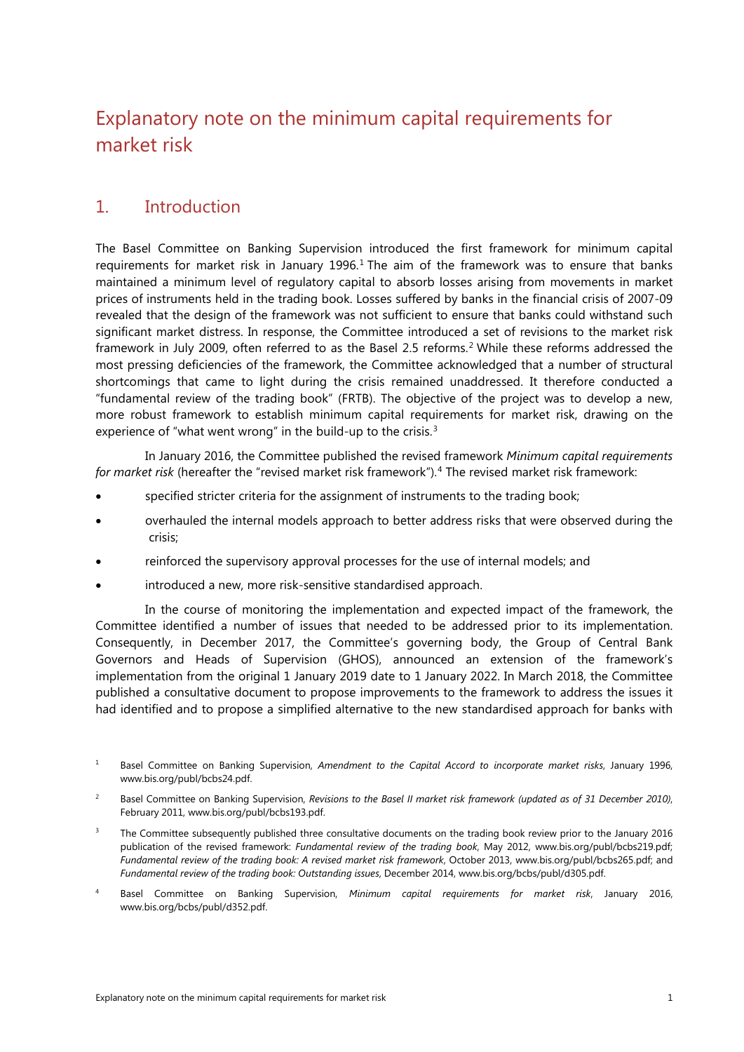# Explanatory note on the minimum capital requirements for market risk

## 1. Introduction

The Basel Committee on Banking Supervision introduced the first framework for minimum capital requirements for market risk in January 1996.[1] The aim of the framework was to ensure that banks maintained a minimum level of regulatory capital to absorb losses arising from movements in market prices of instruments held in the trading book. Losses suffered by banks in the financial crisis of 2007-09 revealed that the design of the framework was not sufficient to ensure that banks could withstand such significant market distress. In response, the Committee introduced a set of revisions to the market risk framework in July 2009, often referred to as the Basel 2.5 reforms.[2] While these reforms addressed the most pressing deficiencies of the framework, the Committee acknowledged that a number of structural shortcomings that came to light during the crisis remained unaddressed. It therefore conducted a "fundamental review of the trading book" (FRTB). The objective of the project was to develop a new, more robust framework to establish minimum capital requirements for market risk, drawing on the experience of "what went wrong" in the build-up to the crisis.[3]

In January 2016, the Committee published the revised framework *Minimum capital requirements for market risk* (hereafter the "revised market risk framework").[4] The revised market risk framework:

- specified stricter criteria for the assignment of instruments to the trading book;
- overhauled the internal models approach to better address risks that were observed during the crisis;
- reinforced the supervisory approval processes for the use of internal models; and
- introduced a new, more risk-sensitive standardised approach.

In the course of monitoring the implementation and expected impact of the framework, the Committee identified a number of issues that needed to be addressed prior to its implementation. Consequently, in December 2017, the Committee's governing body, the Group of Central Bank Governors and Heads of Supervision (GHOS), announced an extension of the framework's implementation from the original 1 January 2019 date to 1 January 2022. In March 2018, the Committee published a consultative document to propose improvements to the framework to address the issues it had identified and to propose a simplified alternative to the new standardised approach for banks with

[1] Basel Committee on Banking Supervision, *Amendment to the Capital Accord to incorporate market risks*, January 1996, www.bis.org/publ/bcbs24.pdf.

[2] Basel Committee on Banking Supervision, *Revisions to the Basel II market risk framework (updated as of 31 December 2010)*, February 2011, www.bis.org/publ/bcbs193.pdf.

[3] The Committee subsequently published three consultative documents on the trading book review prior to the January 2016 publication of the revised framework: *Fundamental review of the trading book*, May 2012, www.bis.org/publ/bcbs219.pdf; *Fundamental review of the trading book: A revised market risk framework*, October 2013, www.bis.org/publ/bcbs265.pdf; and *Fundamental review of the trading book: Outstanding issues*, December 2014, www.bis.org/bcbs/publ/d305.pdf.

[4] Basel Committee on Banking Supervision, *Minimum capital requirements for market risk*, January 2016, www.bis.org/bcbs/publ/d352.pdf.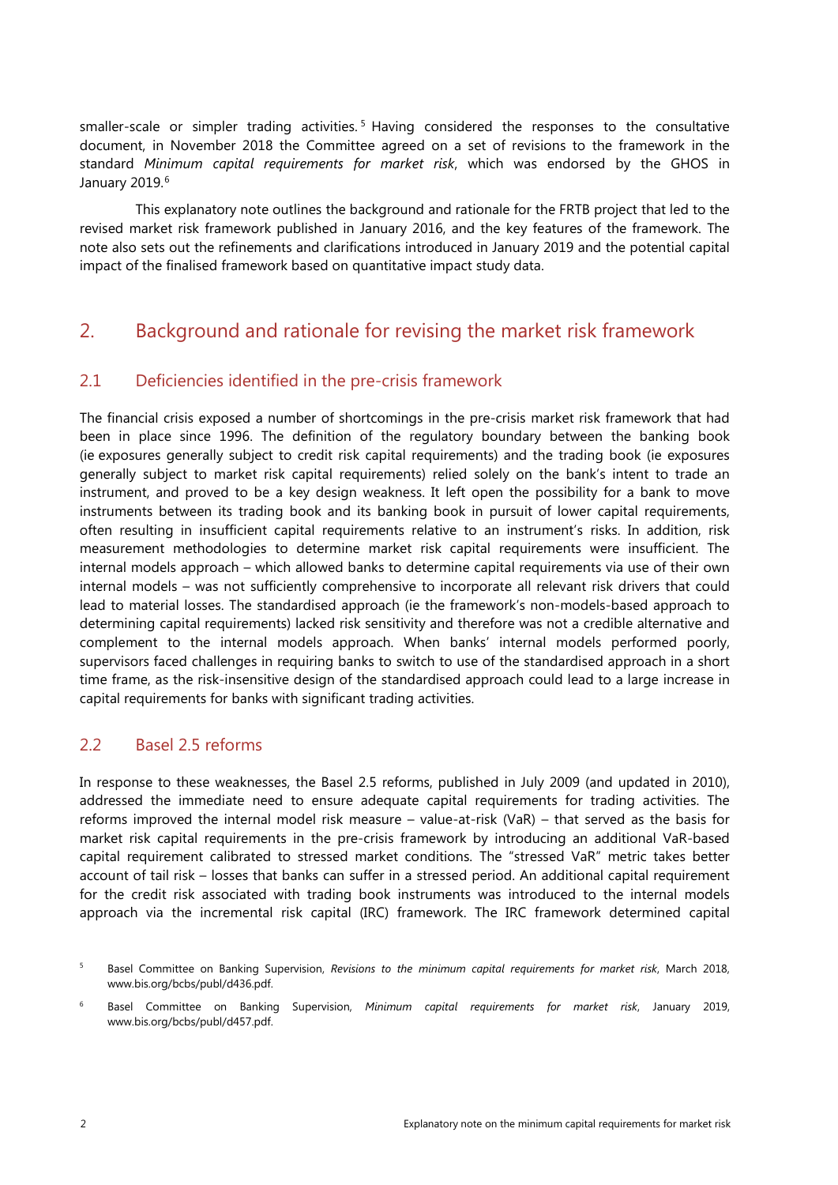smaller-scale or simpler trading activities.[5] Having considered the responses to the consultative document, in November 2018 the Committee agreed on a set of revisions to the framework in the standard *Minimum capital requirements for market risk*, which was endorsed by the GHOS in January 2019.[6]

This explanatory note outlines the background and rationale for the FRTB project that led to the revised market risk framework published in January 2016, and the key features of the framework. The note also sets out the refinements and clarifications introduced in January 2019 and the potential capital impact of the finalised framework based on quantitative impact study data.

## 2. Background and rationale for revising the market risk framework

### 2.1 Deficiencies identified in the pre-crisis framework

The financial crisis exposed a number of shortcomings in the pre-crisis market risk framework that had been in place since 1996. The definition of the regulatory boundary between the banking book (ie exposures generally subject to credit risk capital requirements) and the trading book (ie exposures generally subject to market risk capital requirements) relied solely on the bank's intent to trade an instrument, and proved to be a key design weakness. It left open the possibility for a bank to move instruments between its trading book and its banking book in pursuit of lower capital requirements, often resulting in insufficient capital requirements relative to an instrument's risks. In addition, risk measurement methodologies to determine market risk capital requirements were insufficient. The internal models approach – which allowed banks to determine capital requirements via use of their own internal models – was not sufficiently comprehensive to incorporate all relevant risk drivers that could lead to material losses. The standardised approach (ie the framework's non-models-based approach to determining capital requirements) lacked risk sensitivity and therefore was not a credible alternative and complement to the internal models approach. When banks' internal models performed poorly, supervisors faced challenges in requiring banks to switch to use of the standardised approach in a short time frame, as the risk-insensitive design of the standardised approach could lead to a large increase in capital requirements for banks with significant trading activities.

### 2.2 Basel 2.5 reforms

In response to these weaknesses, the Basel 2.5 reforms, published in July 2009 (and updated in 2010), addressed the immediate need to ensure adequate capital requirements for trading activities. The reforms improved the internal model risk measure – value-at-risk (VaR) – that served as the basis for market risk capital requirements in the pre-crisis framework by introducing an additional VaR-based capital requirement calibrated to stressed market conditions. The "stressed VaR" metric takes better account of tail risk – losses that banks can suffer in a stressed period. An additional capital requirement for the credit risk associated with trading book instruments was introduced to the internal models approach via the incremental risk capital (IRC) framework. The IRC framework determined capital

[5] Basel Committee on Banking Supervision, *Revisions to the minimum capital requirements for market risk*, March 2018, www.bis.org/bcbs/publ/d436.pdf.

[6] Basel Committee on Banking Supervision, *Minimum capital requirements for market risk*, January 2019, www.bis.org/bcbs/publ/d457.pdf.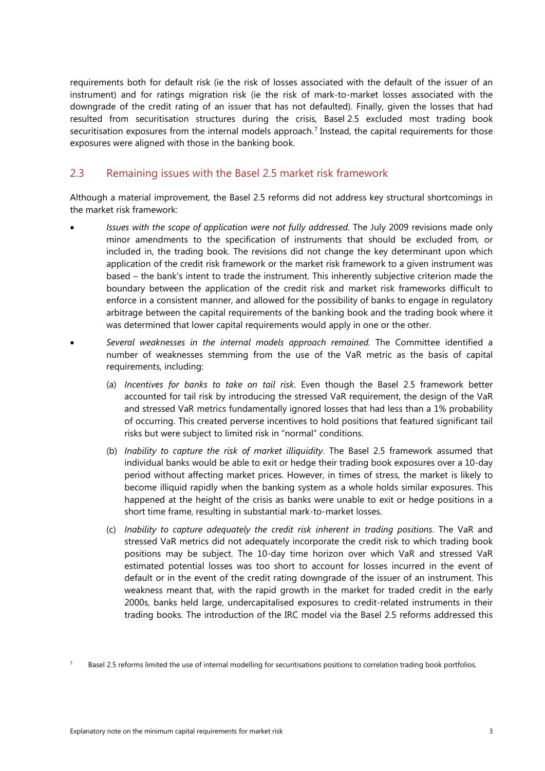requirements both for default risk (ie the risk of losses associated with the default of the issuer of an instrument) and for ratings migration risk (ie the risk of mark-to-market losses associated with the downgrade of the credit rating of an issuer that has not defaulted). Finally, given the losses that had resulted from securitisation structures during the crisis, Basel 2.5 excluded most trading book securitisation exposures from the internal models approach.[7] Instead, the capital requirements for those exposures were aligned with those in the banking book.

## 2.3 Remaining issues with the Basel 2.5 market risk framework

Although a material improvement, the Basel 2.5 reforms did not address key structural shortcomings in the market risk framework:

- *Issues with the scope of application were not fully addressed*. The July 2009 revisions made only minor amendments to the specification of instruments that should be excluded from, or included in, the trading book. The revisions did not change the key determinant upon which application of the credit risk framework or the market risk framework to a given instrument was based – the bank's intent to trade the instrument. This inherently subjective criterion made the boundary between the application of the credit risk and market risk frameworks difficult to enforce in a consistent manner, and allowed for the possibility of banks to engage in regulatory arbitrage between the capital requirements of the banking book and the trading book where it was determined that lower capital requirements would apply in one or the other.

- *Several weaknesses in the internal models approach remained*. The Committee identified a number of weaknesses stemming from the use of the VaR metric as the basis of capital requirements, including:

  (a) *Incentives for banks to take on tail risk*. Even though the Basel 2.5 framework better accounted for tail risk by introducing the stressed VaR requirement, the design of the VaR and stressed VaR metrics fundamentally ignored losses that had less than a 1% probability of occurring. This created perverse incentives to hold positions that featured significant tail risks but were subject to limited risk in "normal" conditions.

  (b) *Inability to capture the risk of market illiquidity*. The Basel 2.5 framework assumed that individual banks would be able to exit or hedge their trading book exposures over a 10-day period without affecting market prices. However, in times of stress, the market is likely to become illiquid rapidly when the banking system as a whole holds similar exposures. This happened at the height of the crisis as banks were unable to exit or hedge positions in a short time frame, resulting in substantial mark-to-market losses.

  (c) *Inability to capture adequately the credit risk inherent in trading positions*. The VaR and stressed VaR metrics did not adequately incorporate the credit risk to which trading book positions may be subject. The 10-day time horizon over which VaR and stressed VaR estimated potential losses was too short to account for losses incurred in the event of default or in the event of the credit rating downgrade of the issuer of an instrument. This weakness meant that, with the rapid growth in the market for traded credit in the early 2000s, banks held large, undercapitalised exposures to credit-related instruments in their trading books. The introduction of the IRC model via the Basel 2.5 reforms addressed this

[7] Basel 2.5 reforms limited the use of internal modelling for securitisations positions to correlation trading book portfolios.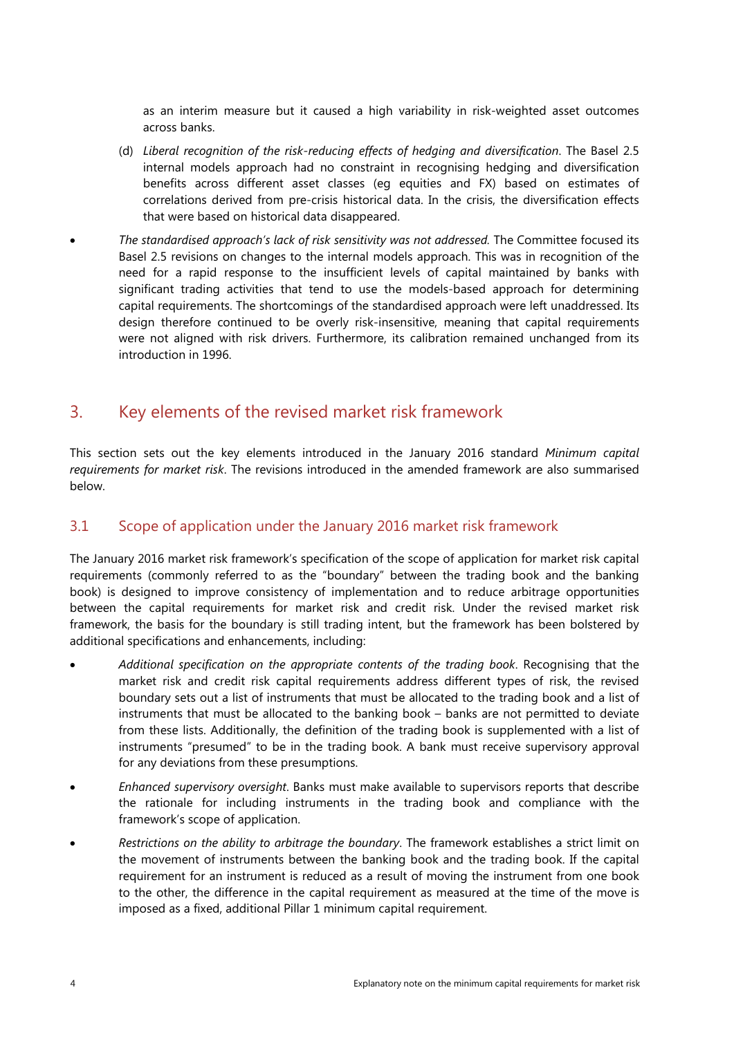as an interim measure but it caused a high variability in risk-weighted asset outcomes across banks.

(d) *Liberal recognition of the risk-reducing effects of hedging and diversification*. The Basel 2.5 internal models approach had no constraint in recognising hedging and diversification benefits across different asset classes (eg equities and FX) based on estimates of correlations derived from pre-crisis historical data. In the crisis, the diversification effects that were based on historical data disappeared.

- *The standardised approach's lack of risk sensitivity was not addressed.* The Committee focused its Basel 2.5 revisions on changes to the internal models approach. This was in recognition of the need for a rapid response to the insufficient levels of capital maintained by banks with significant trading activities that tend to use the models-based approach for determining capital requirements. The shortcomings of the standardised approach were left unaddressed. Its design therefore continued to be overly risk-insensitive, meaning that capital requirements were not aligned with risk drivers. Furthermore, its calibration remained unchanged from its introduction in 1996.

## 3. Key elements of the revised market risk framework

This section sets out the key elements introduced in the January 2016 standard *Minimum capital requirements for market risk*. The revisions introduced in the amended framework are also summarised below.

### 3.1 Scope of application under the January 2016 market risk framework

The January 2016 market risk framework's specification of the scope of application for market risk capital requirements (commonly referred to as the "boundary" between the trading book and the banking book) is designed to improve consistency of implementation and to reduce arbitrage opportunities between the capital requirements for market risk and credit risk. Under the revised market risk framework, the basis for the boundary is still trading intent, but the framework has been bolstered by additional specifications and enhancements, including:

- *Additional specification on the appropriate contents of the trading book*. Recognising that the market risk and credit risk capital requirements address different types of risk, the revised boundary sets out a list of instruments that must be allocated to the trading book and a list of instruments that must be allocated to the banking book – banks are not permitted to deviate from these lists. Additionally, the definition of the trading book is supplemented with a list of instruments "presumed" to be in the trading book. A bank must receive supervisory approval for any deviations from these presumptions.
- *Enhanced supervisory oversight*. Banks must make available to supervisors reports that describe the rationale for including instruments in the trading book and compliance with the framework's scope of application.
- *Restrictions on the ability to arbitrage the boundary*. The framework establishes a strict limit on the movement of instruments between the banking book and the trading book. If the capital requirement for an instrument is reduced as a result of moving the instrument from one book to the other, the difference in the capital requirement as measured at the time of the move is imposed as a fixed, additional Pillar 1 minimum capital requirement.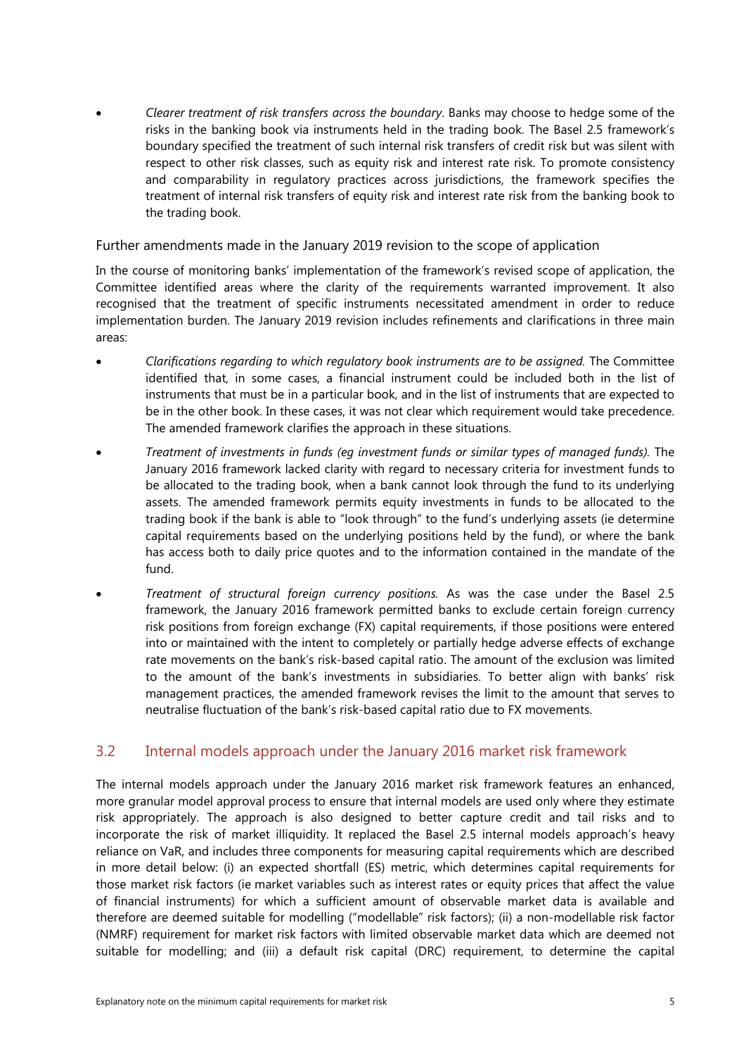- *Clearer treatment of risk transfers across the boundary*. Banks may choose to hedge some of the risks in the banking book via instruments held in the trading book. The Basel 2.5 framework's boundary specified the treatment of such internal risk transfers of credit risk but was silent with respect to other risk classes, such as equity risk and interest rate risk. To promote consistency and comparability in regulatory practices across jurisdictions, the framework specifies the treatment of internal risk transfers of equity risk and interest rate risk from the banking book to the trading book.

#### Further amendments made in the January 2019 revision to the scope of application

In the course of monitoring banks' implementation of the framework's revised scope of application, the Committee identified areas where the clarity of the requirements warranted improvement. It also recognised that the treatment of specific instruments necessitated amendment in order to reduce implementation burden. The January 2019 revision includes refinements and clarifications in three main areas:

- *Clarifications regarding to which regulatory book instruments are to be assigned.* The Committee identified that, in some cases, a financial instrument could be included both in the list of instruments that must be in a particular book, and in the list of instruments that are expected to be in the other book. In these cases, it was not clear which requirement would take precedence. The amended framework clarifies the approach in these situations.
- *Treatment of investments in funds (eg investment funds or similar types of managed funds).* The January 2016 framework lacked clarity with regard to necessary criteria for investment funds to be allocated to the trading book, when a bank cannot look through the fund to its underlying assets. The amended framework permits equity investments in funds to be allocated to the trading book if the bank is able to "look through" to the fund's underlying assets (ie determine capital requirements based on the underlying positions held by the fund), or where the bank has access both to daily price quotes and to the information contained in the mandate of the fund.
- *Treatment of structural foreign currency positions.* As was the case under the Basel 2.5 framework, the January 2016 framework permitted banks to exclude certain foreign currency risk positions from foreign exchange (FX) capital requirements, if those positions were entered into or maintained with the intent to completely or partially hedge adverse effects of exchange rate movements on the bank's risk-based capital ratio. The amount of the exclusion was limited to the amount of the bank's investments in subsidiaries. To better align with banks' risk management practices, the amended framework revises the limit to the amount that serves to neutralise fluctuation of the bank's risk-based capital ratio due to FX movements.

## 3.2 Internal models approach under the January 2016 market risk framework

The internal models approach under the January 2016 market risk framework features an enhanced, more granular model approval process to ensure that internal models are used only where they estimate risk appropriately. The approach is also designed to better capture credit and tail risks and to incorporate the risk of market illiquidity. It replaced the Basel 2.5 internal models approach's heavy reliance on VaR, and includes three components for measuring capital requirements which are described in more detail below: (i) an expected shortfall (ES) metric, which determines capital requirements for those market risk factors (ie market variables such as interest rates or equity prices that affect the value of financial instruments) for which a sufficient amount of observable market data is available and therefore are deemed suitable for modelling ("modellable" risk factors); (ii) a non-modellable risk factor (NMRF) requirement for market risk factors with limited observable market data which are deemed not suitable for modelling; and (iii) a default risk capital (DRC) requirement, to determine the capital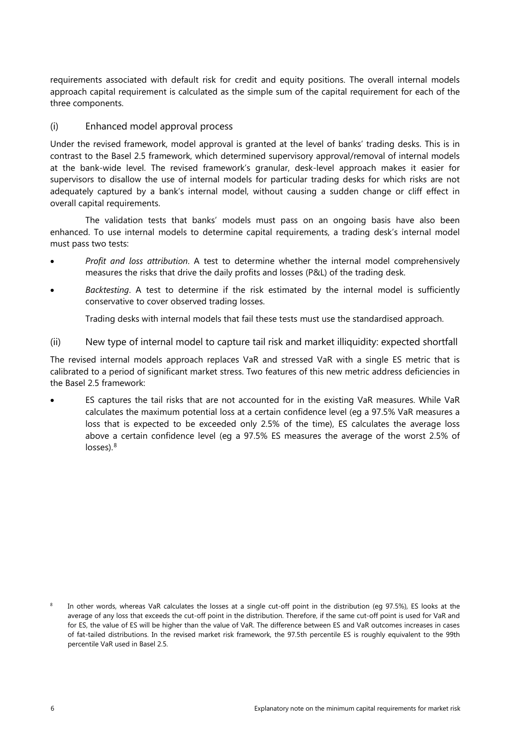requirements associated with default risk for credit and equity positions. The overall internal models approach capital requirement is calculated as the simple sum of the capital requirement for each of the three components.

### (i) Enhanced model approval process

Under the revised framework, model approval is granted at the level of banks' trading desks. This is in contrast to the Basel 2.5 framework, which determined supervisory approval/removal of internal models at the bank-wide level. The revised framework's granular, desk-level approach makes it easier for supervisors to disallow the use of internal models for particular trading desks for which risks are not adequately captured by a bank's internal model, without causing a sudden change or cliff effect in overall capital requirements.

The validation tests that banks' models must pass on an ongoing basis have also been enhanced. To use internal models to determine capital requirements, a trading desk's internal model must pass two tests:

- *Profit and loss attribution*. A test to determine whether the internal model comprehensively measures the risks that drive the daily profits and losses (P&L) of the trading desk.
- *Backtesting*. A test to determine if the risk estimated by the internal model is sufficiently conservative to cover observed trading losses.

Trading desks with internal models that fail these tests must use the standardised approach.

### (ii) New type of internal model to capture tail risk and market illiquidity: expected shortfall

The revised internal models approach replaces VaR and stressed VaR with a single ES metric that is calibrated to a period of significant market stress. Two features of this new metric address deficiencies in the Basel 2.5 framework:

- ES captures the tail risks that are not accounted for in the existing VaR measures. While VaR calculates the maximum potential loss at a certain confidence level (eg a 97.5% VaR measures a loss that is expected to be exceeded only 2.5% of the time), ES calculates the average loss above a certain confidence level (eg a 97.5% ES measures the average of the worst 2.5% of losses).[8]

[8] In other words, whereas VaR calculates the losses at a single cut-off point in the distribution (eg 97.5%), ES looks at the average of any loss that exceeds the cut-off point in the distribution. Therefore, if the same cut-off point is used for VaR and for ES, the value of ES will be higher than the value of VaR. The difference between ES and VaR outcomes increases in cases of fat-tailed distributions. In the revised market risk framework, the 97.5th percentile ES is roughly equivalent to the 99th percentile VaR used in Basel 2.5.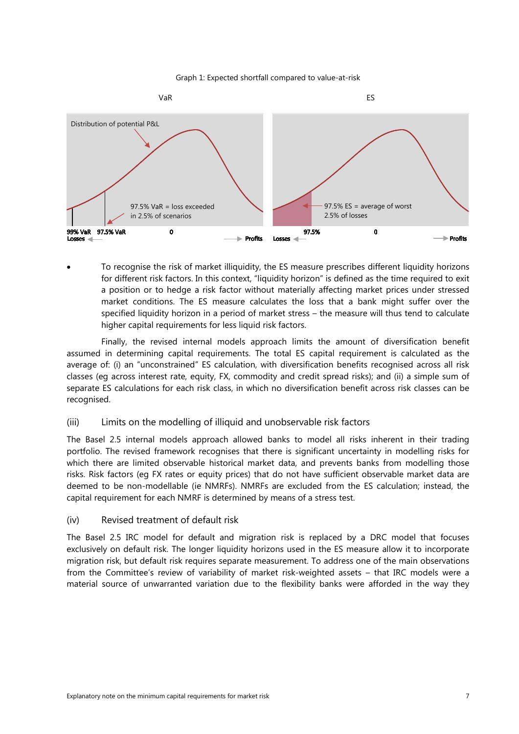Graph 1: Expected shortfall compared to value-at-risk

- To recognise the risk of market illiquidity, the ES measure prescribes different liquidity horizons for different risk factors. In this context, "liquidity horizon" is defined as the time required to exit a position or to hedge a risk factor without materially affecting market prices under stressed market conditions. The ES measure calculates the loss that a bank might suffer over the specified liquidity horizon in a period of market stress – the measure will thus tend to calculate higher capital requirements for less liquid risk factors.

Finally, the revised internal models approach limits the amount of diversification benefit assumed in determining capital requirements. The total ES capital requirement is calculated as the average of: (i) an "unconstrained" ES calculation, with diversification benefits recognised across all risk classes (eg across interest rate, equity, FX, commodity and credit spread risks); and (ii) a simple sum of separate ES calculations for each risk class, in which no diversification benefit across risk classes can be recognised.

### (iii) Limits on the modelling of illiquid and unobservable risk factors

The Basel 2.5 internal models approach allowed banks to model all risks inherent in their trading portfolio. The revised framework recognises that there is significant uncertainty in modelling risks for which there are limited observable historical market data, and prevents banks from modelling those risks. Risk factors (eg FX rates or equity prices) that do not have sufficient observable market data are deemed to be non-modellable (ie NMRFs). NMRFs are excluded from the ES calculation; instead, the capital requirement for each NMRF is determined by means of a stress test.

### (iv) Revised treatment of default risk

The Basel 2.5 IRC model for default and migration risk is replaced by a DRC model that focuses exclusively on default risk. The longer liquidity horizons used in the ES measure allow it to incorporate migration risk, but default risk requires separate measurement. To address one of the main observations from the Committee's review of variability of market risk-weighted assets – that IRC models were a material source of unwarranted variation due to the flexibility banks were afforded in the way they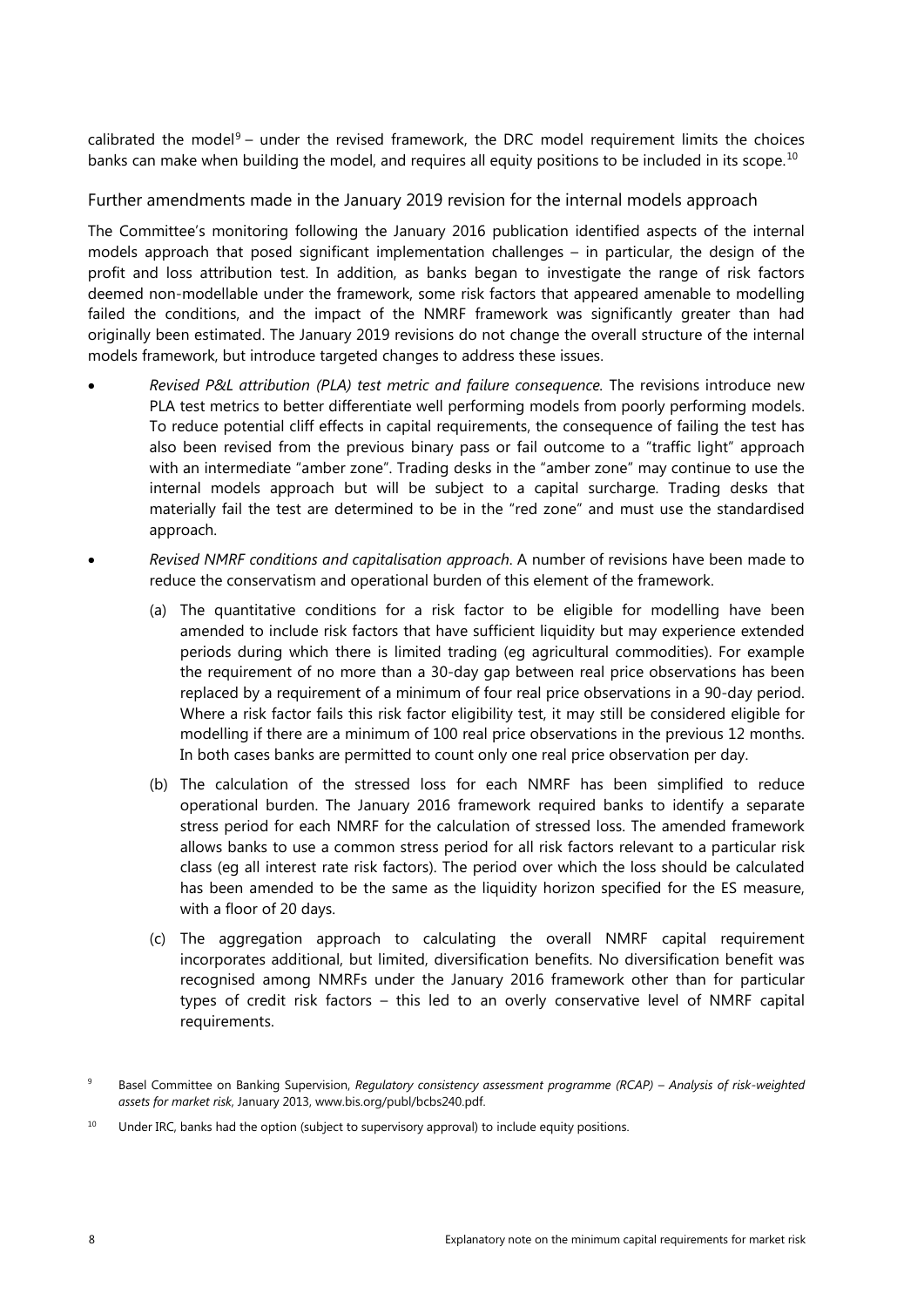calibrated the model[9] – under the revised framework, the DRC model requirement limits the choices banks can make when building the model, and requires all equity positions to be included in its scope.[10]

### Further amendments made in the January 2019 revision for the internal models approach

The Committee's monitoring following the January 2016 publication identified aspects of the internal models approach that posed significant implementation challenges – in particular, the design of the profit and loss attribution test. In addition, as banks began to investigate the range of risk factors deemed non-modellable under the framework, some risk factors that appeared amenable to modelling failed the conditions, and the impact of the NMRF framework was significantly greater than had originally been estimated. The January 2019 revisions do not change the overall structure of the internal models framework, but introduce targeted changes to address these issues.

- *Revised P&L attribution (PLA) test metric and failure consequence.* The revisions introduce new PLA test metrics to better differentiate well performing models from poorly performing models. To reduce potential cliff effects in capital requirements, the consequence of failing the test has also been revised from the previous binary pass or fail outcome to a "traffic light" approach with an intermediate "amber zone". Trading desks in the "amber zone" may continue to use the internal models approach but will be subject to a capital surcharge. Trading desks that materially fail the test are determined to be in the "red zone" and must use the standardised approach.
- *Revised NMRF conditions and capitalisation approach*. A number of revisions have been made to reduce the conservatism and operational burden of this element of the framework.
  - (a) The quantitative conditions for a risk factor to be eligible for modelling have been amended to include risk factors that have sufficient liquidity but may experience extended periods during which there is limited trading (eg agricultural commodities). For example the requirement of no more than a 30-day gap between real price observations has been replaced by a requirement of a minimum of four real price observations in a 90-day period. Where a risk factor fails this risk factor eligibility test, it may still be considered eligible for modelling if there are a minimum of 100 real price observations in the previous 12 months. In both cases banks are permitted to count only one real price observation per day.
  - (b) The calculation of the stressed loss for each NMRF has been simplified to reduce operational burden. The January 2016 framework required banks to identify a separate stress period for each NMRF for the calculation of stressed loss. The amended framework allows banks to use a common stress period for all risk factors relevant to a particular risk class (eg all interest rate risk factors). The period over which the loss should be calculated has been amended to be the same as the liquidity horizon specified for the ES measure, with a floor of 20 days.
  - (c) The aggregation approach to calculating the overall NMRF capital requirement incorporates additional, but limited, diversification benefits. No diversification benefit was recognised among NMRFs under the January 2016 framework other than for particular types of credit risk factors – this led to an overly conservative level of NMRF capital requirements.

[9] Basel Committee on Banking Supervision, *Regulatory consistency assessment programme (RCAP) – Analysis of risk-weighted assets for market risk*, January 2013, www.bis.org/publ/bcbs240.pdf.

[10] Under IRC, banks had the option (subject to supervisory approval) to include equity positions.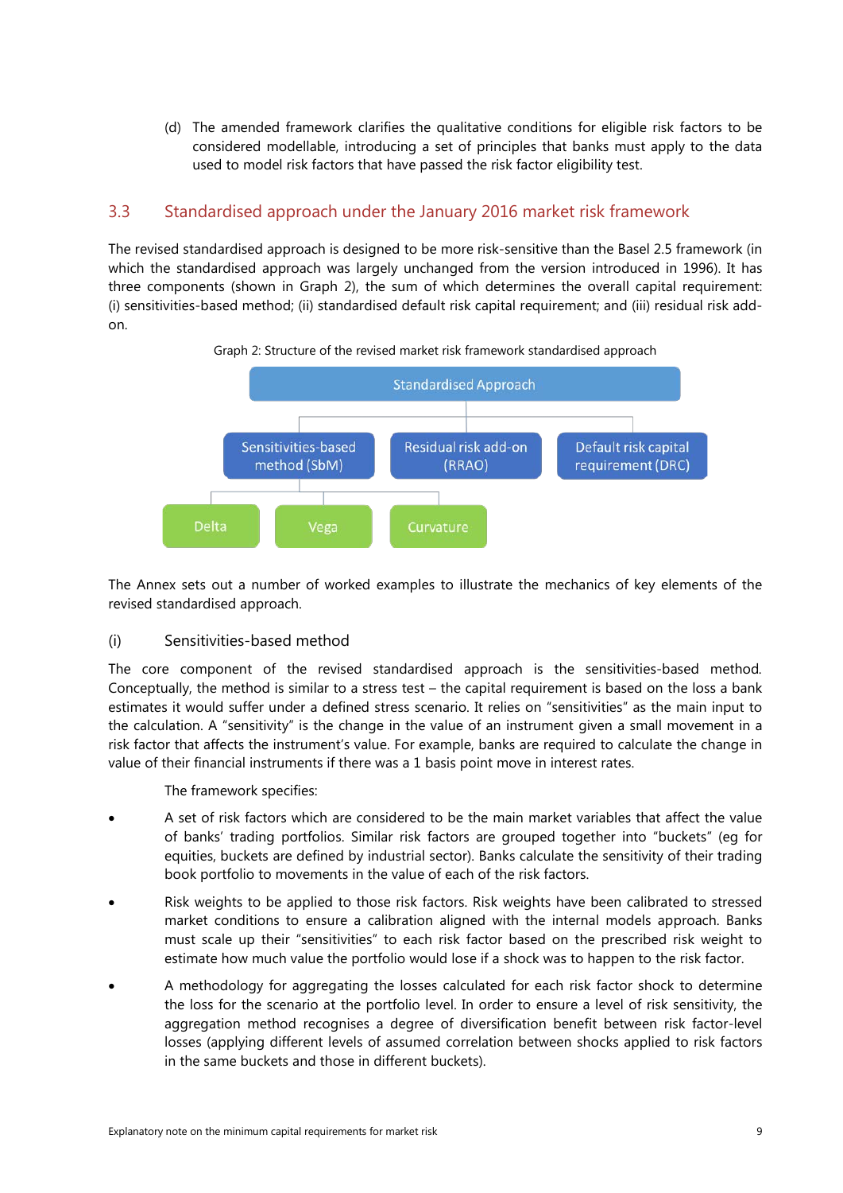(d) The amended framework clarifies the qualitative conditions for eligible risk factors to be considered modellable, introducing a set of principles that banks must apply to the data used to model risk factors that have passed the risk factor eligibility test.

## 3.3 Standardised approach under the January 2016 market risk framework

The revised standardised approach is designed to be more risk-sensitive than the Basel 2.5 framework (in which the standardised approach was largely unchanged from the version introduced in 1996). It has three components (shown in Graph 2), the sum of which determines the overall capital requirement: (i) sensitivities-based method; (ii) standardised default risk capital requirement; and (iii) residual risk add-on.

Graph 2: Structure of the revised market risk framework standardised approach

- Standardised Approach
  - Sensitivities-based method (SbM)
    - Delta
    - Vega
    - Curvature
  - Residual risk add-on (RRAO)
  - Default risk capital requirement (DRC)

The Annex sets out a number of worked examples to illustrate the mechanics of key elements of the revised standardised approach.

### (i) Sensitivities-based method

The core component of the revised standardised approach is the sensitivities-based method. Conceptually, the method is similar to a stress test – the capital requirement is based on the loss a bank estimates it would suffer under a defined stress scenario. It relies on "sensitivities" as the main input to the calculation. A "sensitivity" is the change in the value of an instrument given a small movement in a risk factor that affects the instrument's value. For example, banks are required to calculate the change in value of their financial instruments if there was a 1 basis point move in interest rates.

The framework specifies:

- A set of risk factors which are considered to be the main market variables that affect the value of banks' trading portfolios. Similar risk factors are grouped together into "buckets" (eg for equities, buckets are defined by industrial sector). Banks calculate the sensitivity of their trading book portfolio to movements in the value of each of the risk factors.
- Risk weights to be applied to those risk factors. Risk weights have been calibrated to stressed market conditions to ensure a calibration aligned with the internal models approach. Banks must scale up their "sensitivities" to each risk factor based on the prescribed risk weight to estimate how much value the portfolio would lose if a shock was to happen to the risk factor.
- A methodology for aggregating the losses calculated for each risk factor shock to determine the loss for the scenario at the portfolio level. In order to ensure a level of risk sensitivity, the aggregation method recognises a degree of diversification benefit between risk factor-level losses (applying different levels of assumed correlation between shocks applied to risk factors in the same buckets and those in different buckets).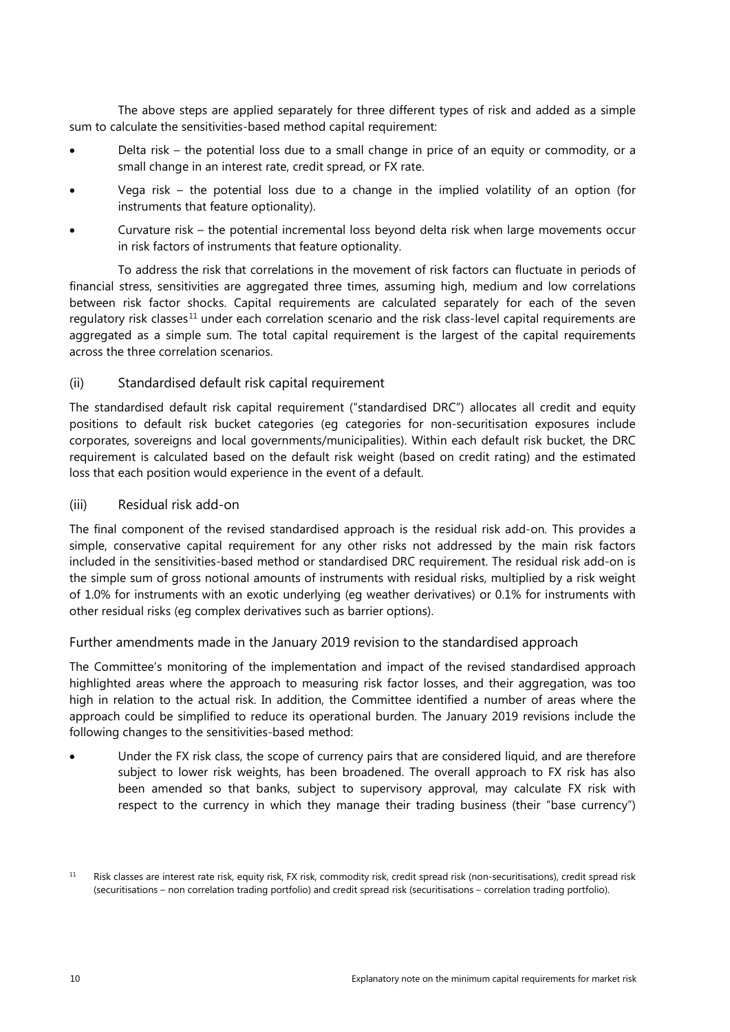The above steps are applied separately for three different types of risk and added as a simple sum to calculate the sensitivities-based method capital requirement:

- Delta risk – the potential loss due to a small change in price of an equity or commodity, or a small change in an interest rate, credit spread, or FX rate.
- Vega risk – the potential loss due to a change in the implied volatility of an option (for instruments that feature optionality).
- Curvature risk – the potential incremental loss beyond delta risk when large movements occur in risk factors of instruments that feature optionality.

To address the risk that correlations in the movement of risk factors can fluctuate in periods of financial stress, sensitivities are aggregated three times, assuming high, medium and low correlations between risk factor shocks. Capital requirements are calculated separately for each of the seven regulatory risk classes[11] under each correlation scenario and the risk class-level capital requirements are aggregated as a simple sum. The total capital requirement is the largest of the capital requirements across the three correlation scenarios.

### (ii) Standardised default risk capital requirement

The standardised default risk capital requirement ("standardised DRC") allocates all credit and equity positions to default risk bucket categories (eg categories for non-securitisation exposures include corporates, sovereigns and local governments/municipalities). Within each default risk bucket, the DRC requirement is calculated based on the default risk weight (based on credit rating) and the estimated loss that each position would experience in the event of a default.

### (iii) Residual risk add-on

The final component of the revised standardised approach is the residual risk add-on. This provides a simple, conservative capital requirement for any other risks not addressed by the main risk factors included in the sensitivities-based method or standardised DRC requirement. The residual risk add-on is the simple sum of gross notional amounts of instruments with residual risks, multiplied by a risk weight of 1.0% for instruments with an exotic underlying (eg weather derivatives) or 0.1% for instruments with other residual risks (eg complex derivatives such as barrier options).

### Further amendments made in the January 2019 revision to the standardised approach

The Committee's monitoring of the implementation and impact of the revised standardised approach highlighted areas where the approach to measuring risk factor losses, and their aggregation, was too high in relation to the actual risk. In addition, the Committee identified a number of areas where the approach could be simplified to reduce its operational burden. The January 2019 revisions include the following changes to the sensitivities-based method:

- Under the FX risk class, the scope of currency pairs that are considered liquid, and are therefore subject to lower risk weights, has been broadened. The overall approach to FX risk has also been amended so that banks, subject to supervisory approval, may calculate FX risk with respect to the currency in which they manage their trading business (their "base currency")

[11] Risk classes are interest rate risk, equity risk, FX risk, commodity risk, credit spread risk (non-securitisations), credit spread risk (securitisations – non correlation trading portfolio) and credit spread risk (securitisations – correlation trading portfolio).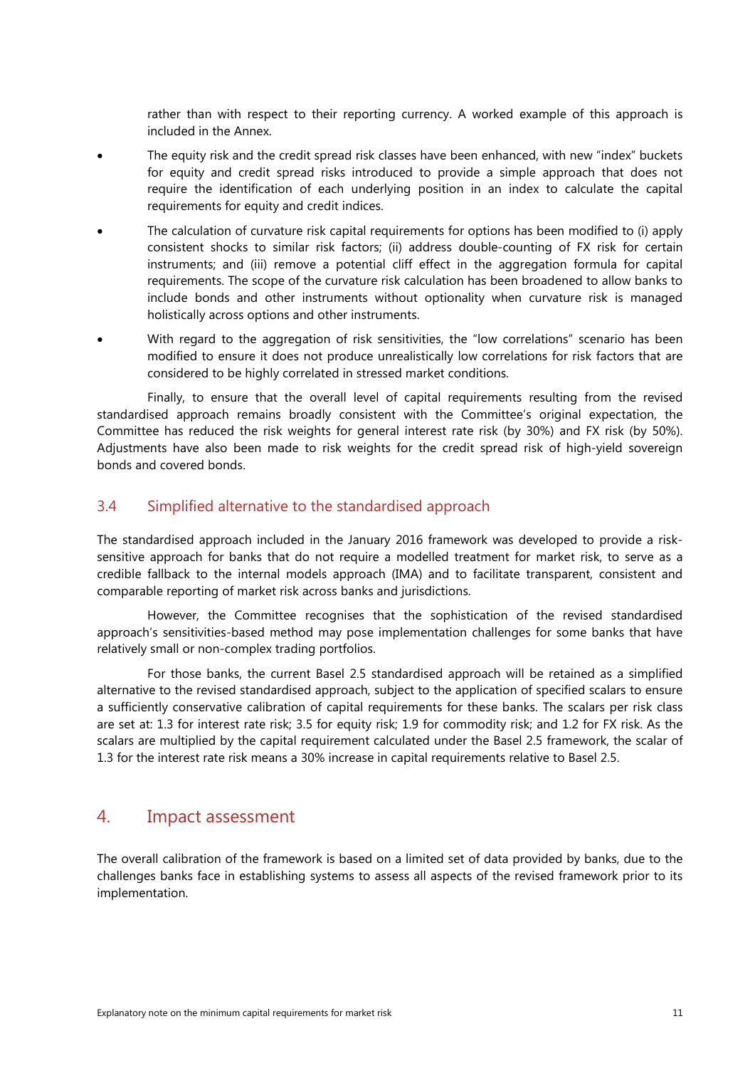rather than with respect to their reporting currency. A worked example of this approach is included in the Annex.

- The equity risk and the credit spread risk classes have been enhanced, with new "index" buckets for equity and credit spread risks introduced to provide a simple approach that does not require the identification of each underlying position in an index to calculate the capital requirements for equity and credit indices.
- The calculation of curvature risk capital requirements for options has been modified to (i) apply consistent shocks to similar risk factors; (ii) address double-counting of FX risk for certain instruments; and (iii) remove a potential cliff effect in the aggregation formula for capital requirements. The scope of the curvature risk calculation has been broadened to allow banks to include bonds and other instruments without optionality when curvature risk is managed holistically across options and other instruments.
- With regard to the aggregation of risk sensitivities, the "low correlations" scenario has been modified to ensure it does not produce unrealistically low correlations for risk factors that are considered to be highly correlated in stressed market conditions.

Finally, to ensure that the overall level of capital requirements resulting from the revised standardised approach remains broadly consistent with the Committee's original expectation, the Committee has reduced the risk weights for general interest rate risk (by 30%) and FX risk (by 50%). Adjustments have also been made to risk weights for the credit spread risk of high-yield sovereign bonds and covered bonds.

### 3.4 Simplified alternative to the standardised approach

The standardised approach included in the January 2016 framework was developed to provide a risk-sensitive approach for banks that do not require a modelled treatment for market risk, to serve as a credible fallback to the internal models approach (IMA) and to facilitate transparent, consistent and comparable reporting of market risk across banks and jurisdictions.

However, the Committee recognises that the sophistication of the revised standardised approach's sensitivities-based method may pose implementation challenges for some banks that have relatively small or non-complex trading portfolios.

For those banks, the current Basel 2.5 standardised approach will be retained as a simplified alternative to the revised standardised approach, subject to the application of specified scalars to ensure a sufficiently conservative calibration of capital requirements for these banks. The scalars per risk class are set at: 1.3 for interest rate risk; 3.5 for equity risk; 1.9 for commodity risk; and 1.2 for FX risk. As the scalars are multiplied by the capital requirement calculated under the Basel 2.5 framework, the scalar of 1.3 for the interest rate risk means a 30% increase in capital requirements relative to Basel 2.5.

## 4. Impact assessment

The overall calibration of the framework is based on a limited set of data provided by banks, due to the challenges banks face in establishing systems to assess all aspects of the revised framework prior to its implementation.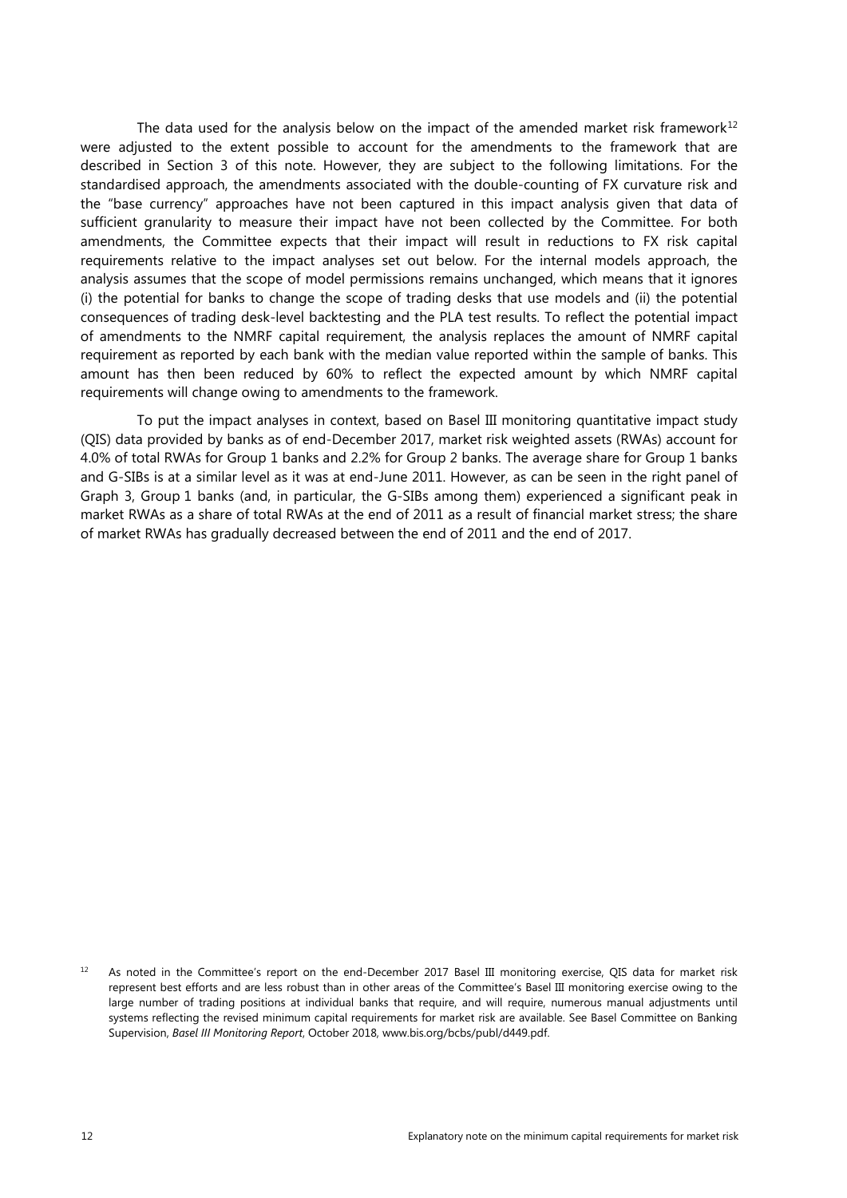The data used for the analysis below on the impact of the amended market risk framework[12] were adjusted to the extent possible to account for the amendments to the framework that are described in Section 3 of this note. However, they are subject to the following limitations. For the standardised approach, the amendments associated with the double-counting of FX curvature risk and the "base currency" approaches have not been captured in this impact analysis given that data of sufficient granularity to measure their impact have not been collected by the Committee. For both amendments, the Committee expects that their impact will result in reductions to FX risk capital requirements relative to the impact analyses set out below. For the internal models approach, the analysis assumes that the scope of model permissions remains unchanged, which means that it ignores (i) the potential for banks to change the scope of trading desks that use models and (ii) the potential consequences of trading desk-level backtesting and the PLA test results. To reflect the potential impact of amendments to the NMRF capital requirement, the analysis replaces the amount of NMRF capital requirement as reported by each bank with the median value reported within the sample of banks. This amount has then been reduced by 60% to reflect the expected amount by which NMRF capital requirements will change owing to amendments to the framework.

To put the impact analyses in context, based on Basel III monitoring quantitative impact study (QIS) data provided by banks as of end-December 2017, market risk weighted assets (RWAs) account for 4.0% of total RWAs for Group 1 banks and 2.2% for Group 2 banks. The average share for Group 1 banks and G-SIBs is at a similar level as it was at end-June 2011. However, as can be seen in the right panel of Graph 3, Group 1 banks (and, in particular, the G-SIBs among them) experienced a significant peak in market RWAs as a share of total RWAs at the end of 2011 as a result of financial market stress; the share of market RWAs has gradually decreased between the end of 2011 and the end of 2017.

[12] As noted in the Committee's report on the end-December 2017 Basel III monitoring exercise, QIS data for market risk represent best efforts and are less robust than in other areas of the Committee's Basel III monitoring exercise owing to the large number of trading positions at individual banks that require, and will require, numerous manual adjustments until systems reflecting the revised minimum capital requirements for market risk are available. See Basel Committee on Banking Supervision, *Basel III Monitoring Report*, October 2018, www.bis.org/bcbs/publ/d449.pdf.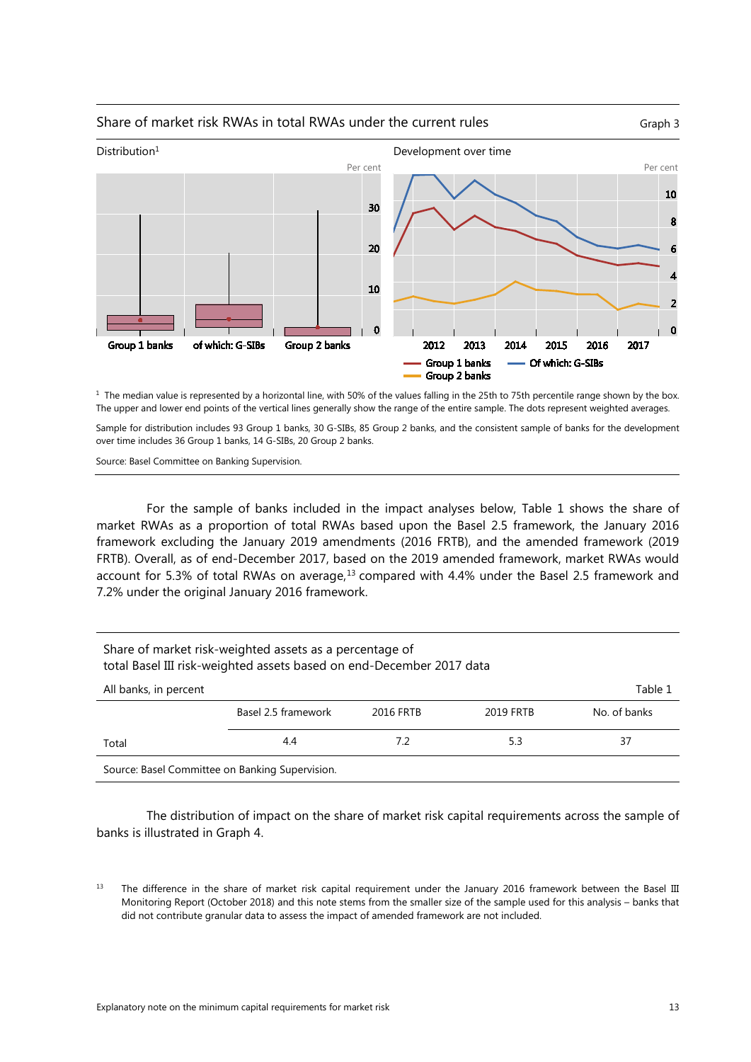Share of market risk RWAs in total RWAs under the current rules

Graph 3

Distribution[1]

Development over time

[1] The median value is represented by a horizontal line, with 50% of the values falling in the 25th to 75th percentile range shown by the box. The upper and lower end points of the vertical lines generally show the range of the entire sample. The dots represent weighted averages.

Sample for distribution includes 93 Group 1 banks, 30 G-SIBs, 85 Group 2 banks, and the consistent sample of banks for the development over time includes 36 Group 1 banks, 14 G-SIBs, 20 Group 2 banks.

Source: Basel Committee on Banking Supervision.

For the sample of banks included in the impact analyses below, Table 1 shows the share of market RWAs as a proportion of total RWAs based upon the Basel 2.5 framework, the January 2016 framework excluding the January 2019 amendments (2016 FRTB), and the amended framework (2019 FRTB). Overall, as of end-December 2017, based on the 2019 amended framework, market RWAs would account for 5.3% of total RWAs on average,[13] compared with 4.4% under the Basel 2.5 framework and 7.2% under the original January 2016 framework.

Share of market risk-weighted assets as a percentage of total Basel III risk-weighted assets based on end-December 2017 data

All banks, in percent

Table 1

| | Basel 2.5 framework | 2016 FRTB | 2019 FRTB | No. of banks |
|---|---|---|---|---|
| Total | 4.4 | 7.2 | 5.3 | 37 |

Source: Basel Committee on Banking Supervision.

The distribution of impact on the share of market risk capital requirements across the sample of banks is illustrated in Graph 4.

[13] The difference in the share of market risk capital requirement under the January 2016 framework between the Basel III Monitoring Report (October 2018) and this note stems from the smaller size of the sample used for this analysis – banks that did not contribute granular data to assess the impact of amended framework are not included.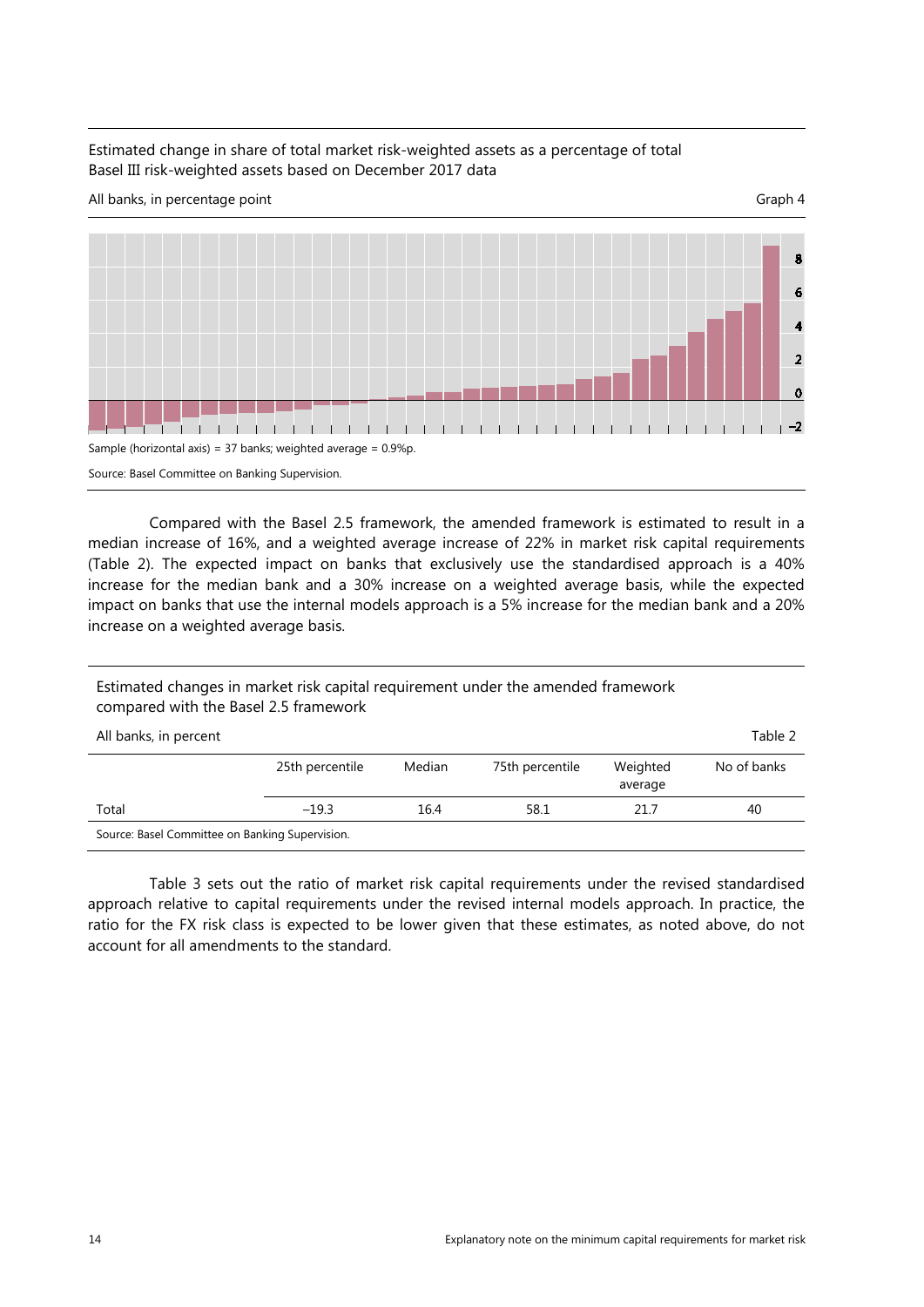Estimated change in share of total market risk-weighted assets as a percentage of total Basel III risk-weighted assets based on December 2017 data

All banks, in percentage point

Graph 4

Sample (horizontal axis) = 37 banks; weighted average = 0.9%p.

Source: Basel Committee on Banking Supervision.

Compared with the Basel 2.5 framework, the amended framework is estimated to result in a median increase of 16%, and a weighted average increase of 22% in market risk capital requirements (Table 2). The expected impact on banks that exclusively use the standardised approach is a 40% increase for the median bank and a 30% increase on a weighted average basis, while the expected impact on banks that use the internal models approach is a 5% increase for the median bank and a 20% increase on a weighted average basis.

Estimated changes in market risk capital requirement under the amended framework compared with the Basel 2.5 framework

All banks, in percent

Table 2

| | 25th percentile | Median | 75th percentile | Weighted average | No of banks |
|---|---|---|---|---|---|
| Total | −19.3 | 16.4 | 58.1 | 21.7 | 40 |

Source: Basel Committee on Banking Supervision.

Table 3 sets out the ratio of market risk capital requirements under the revised standardised approach relative to capital requirements under the revised internal models approach. In practice, the ratio for the FX risk class is expected to be lower given that these estimates, as noted above, do not account for all amendments to the standard.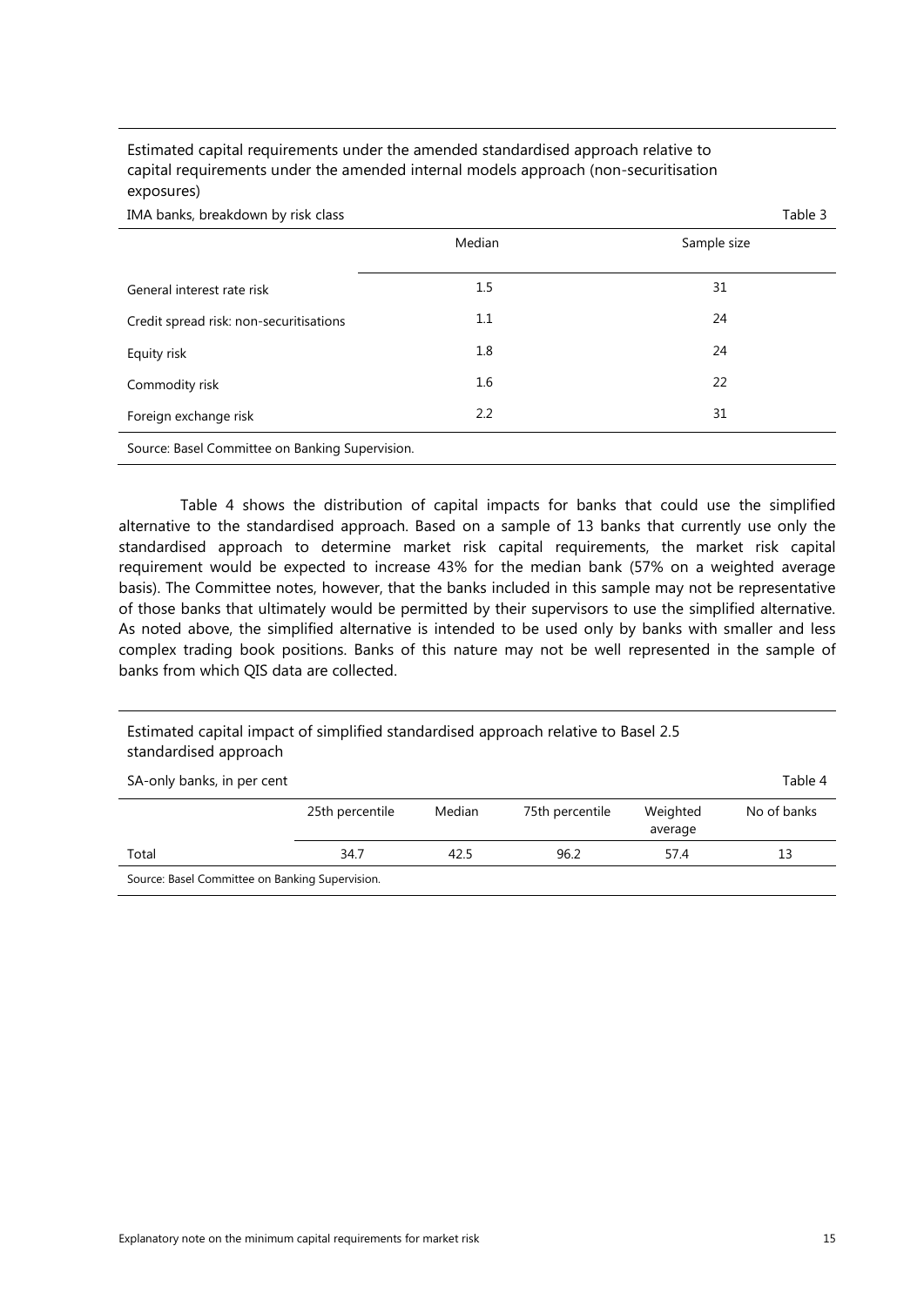Estimated capital requirements under the amended standardised approach relative to capital requirements under the amended internal models approach (non-securitisation exposures)

IMA banks, breakdown by risk class — Table 3

| | Median | Sample size |
|---|---|---|
| General interest rate risk | 1.5 | 31 |
| Credit spread risk: non-securitisations | 1.1 | 24 |
| Equity risk | 1.8 | 24 |
| Commodity risk | 1.6 | 22 |
| Foreign exchange risk | 2.2 | 31 |

Source: Basel Committee on Banking Supervision.

Table 4 shows the distribution of capital impacts for banks that could use the simplified alternative to the standardised approach. Based on a sample of 13 banks that currently use only the standardised approach to determine market risk capital requirements, the market risk capital requirement would be expected to increase 43% for the median bank (57% on a weighted average basis). The Committee notes, however, that the banks included in this sample may not be representative of those banks that ultimately would be permitted by their supervisors to use the simplified alternative. As noted above, the simplified alternative is intended to be used only by banks with smaller and less complex trading book positions. Banks of this nature may not be well represented in the sample of banks from which QIS data are collected.

Estimated capital impact of simplified standardised approach relative to Basel 2.5 standardised approach

SA-only banks, in per cent — Table 4

| | 25th percentile | Median | 75th percentile | Weighted average | No of banks |
|---|---|---|---|---|---|
| Total | 34.7 | 42.5 | 96.2 | 57.4 | 13 |

Source: Basel Committee on Banking Supervision.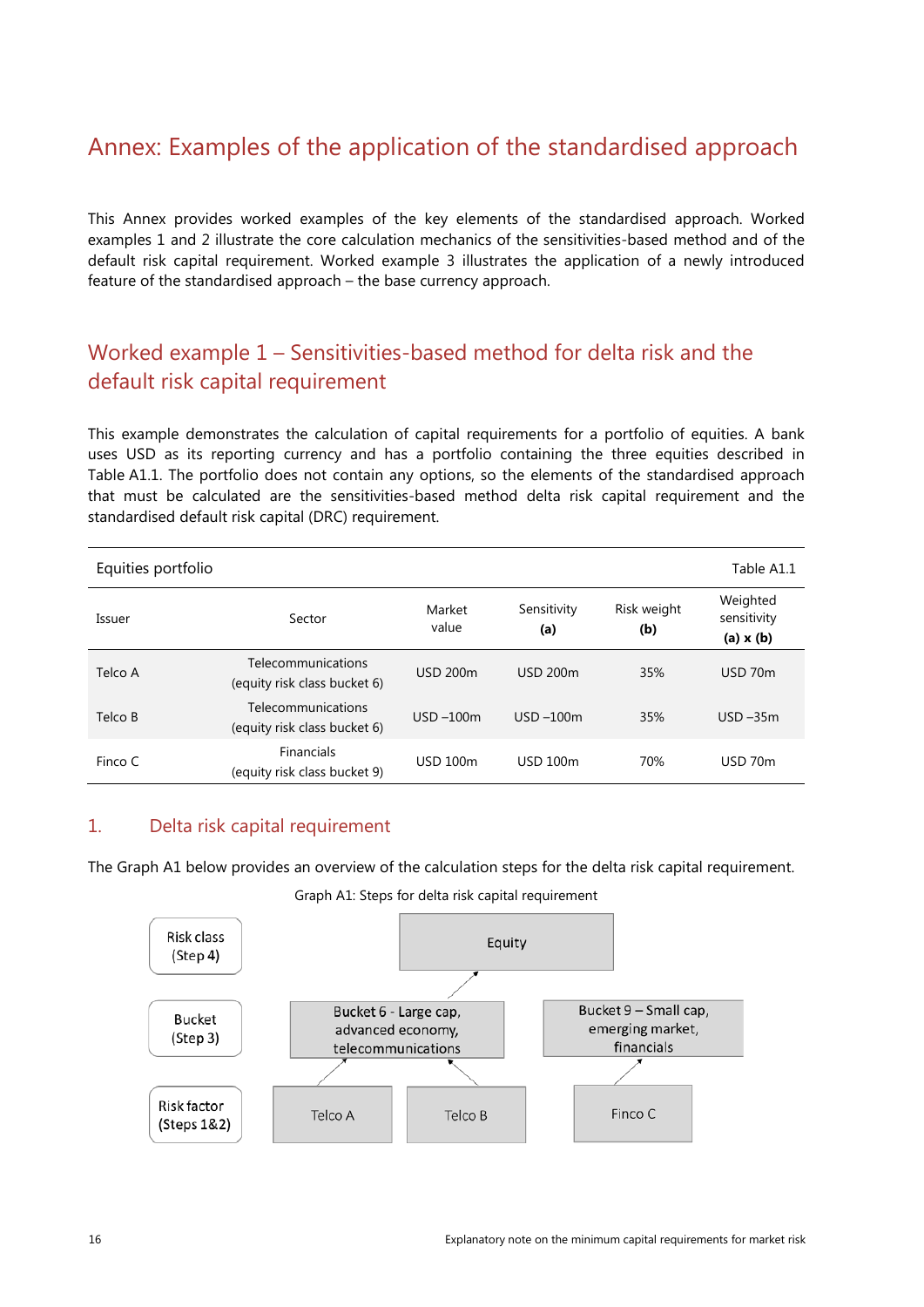# Annex: Examples of the application of the standardised approach

This Annex provides worked examples of the key elements of the standardised approach. Worked examples 1 and 2 illustrate the core calculation mechanics of the sensitivities-based method and of the default risk capital requirement. Worked example 3 illustrates the application of a newly introduced feature of the standardised approach – the base currency approach.

## Worked example 1 – Sensitivities-based method for delta risk and the default risk capital requirement

This example demonstrates the calculation of capital requirements for a portfolio of equities. A bank uses USD as its reporting currency and has a portfolio containing the three equities described in Table A1.1. The portfolio does not contain any options, so the elements of the standardised approach that must be calculated are the sensitivities-based method delta risk capital requirement and the standardised default risk capital (DRC) requirement.

Equities portfolio — Table A1.1

| Issuer | Sector | Market value | Sensitivity **(a)** | Risk weight **(b)** | Weighted sensitivity **(a) x (b)** |
|---|---|---|---|---|---|
| Telco A | Telecommunications (equity risk class bucket 6) | USD 200m | USD 200m | 35% | USD 70m |
| Telco B | Telecommunications (equity risk class bucket 6) | USD –100m | USD –100m | 35% | USD –35m |
| Finco C | Financials (equity risk class bucket 9) | USD 100m | USD 100m | 70% | USD 70m |

### 1. Delta risk capital requirement

The Graph A1 below provides an overview of the calculation steps for the delta risk capital requirement.

Graph A1: Steps for delta risk capital requirement

- Risk class (Step 4): Equity
- Bucket (Step 3): Bucket 6 - Large cap, advanced economy, telecommunications; Bucket 9 – Small cap, emerging market, financials
- Risk factor (Steps 1&2): Telco A, Telco B (Bucket 6); Finco C (Bucket 9)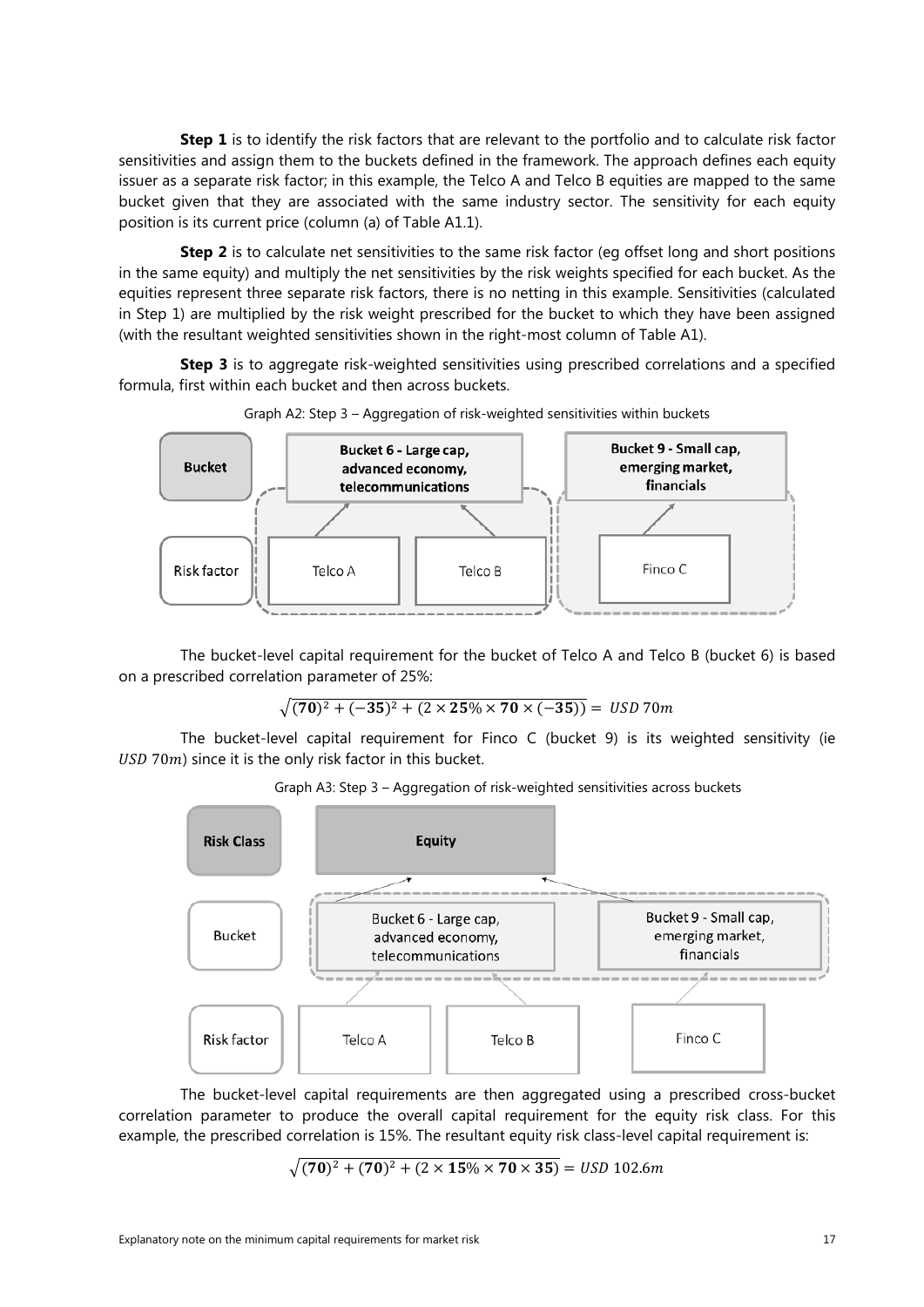**Step 1** is to identify the risk factors that are relevant to the portfolio and to calculate risk factor sensitivities and assign them to the buckets defined in the framework. The approach defines each equity issuer as a separate risk factor; in this example, the Telco A and Telco B equities are mapped to the same bucket given that they are associated with the same industry sector. The sensitivity for each equity position is its current price (column (a) of Table A1.1).

**Step 2** is to calculate net sensitivities to the same risk factor (eg offset long and short positions in the same equity) and multiply the net sensitivities by the risk weights specified for each bucket. As the equities represent three separate risk factors, there is no netting in this example. Sensitivities (calculated in Step 1) are multiplied by the risk weight prescribed for the bucket to which they have been assigned (with the resultant weighted sensitivities shown in the right-most column of Table A1).

**Step 3** is to aggregate risk-weighted sensitivities using prescribed correlations and a specified formula, first within each bucket and then across buckets.

Graph A2: Step 3 – Aggregation of risk-weighted sensitivities within buckets

| Bucket | Bucket 6 - Large cap, advanced economy, telecommunications | | Bucket 9 - Small cap, emerging market, financials |
|---|---|---|---|
| Risk factor | Telco A | Telco B | Finco C |

The bucket-level capital requirement for the bucket of Telco A and Telco B (bucket 6) is based on a prescribed correlation parameter of 25%:

$$\sqrt{(\mathbf{70})^2 + (\mathbf{-35})^2 + (2 \times \mathbf{25}\% \times \mathbf{70} \times (\mathbf{-35}))} = USD\ 70m$$

The bucket-level capital requirement for Finco C (bucket 9) is its weighted sensitivity (ie $USD\ 70m$) since it is the only risk factor in this bucket.

Graph A3: Step 3 – Aggregation of risk-weighted sensitivities across buckets

| Risk Class | Equity | | |
|---|---|---|---|
| Bucket | Bucket 6 - Large cap, advanced economy, telecommunications | | Bucket 9 - Small cap, emerging market, financials |
| Risk factor | Telco A | Telco B | Finco C |

The bucket-level capital requirements are then aggregated using a prescribed cross-bucket correlation parameter to produce the overall capital requirement for the equity risk class. For this example, the prescribed correlation is 15%. The resultant equity risk class-level capital requirement is:

$$\sqrt{(\mathbf{70})^2 + (\mathbf{70})^2 + (2 \times \mathbf{15}\% \times \mathbf{70} \times \mathbf{35})} = USD\ 102.6m$$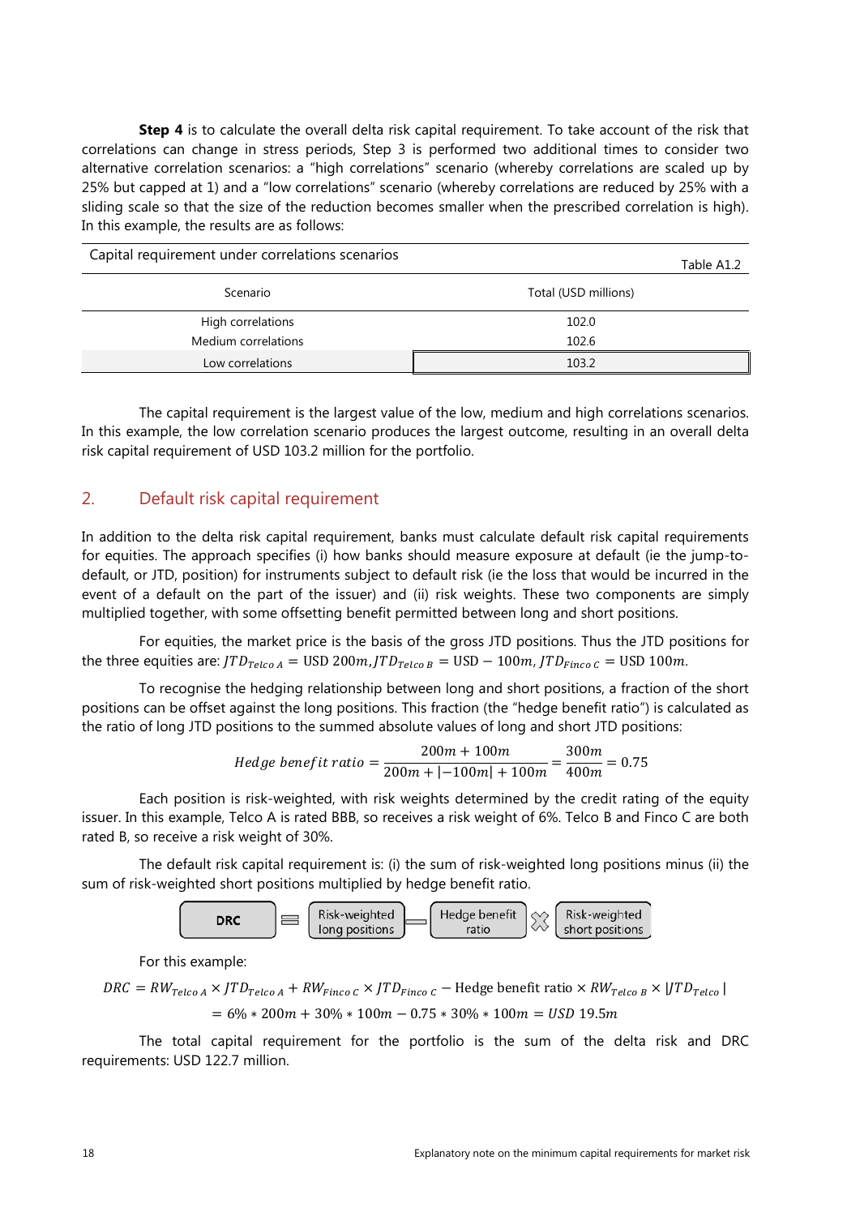**Step 4** is to calculate the overall delta risk capital requirement. To take account of the risk that correlations can change in stress periods, Step 3 is performed two additional times to consider two alternative correlation scenarios: a "high correlations" scenario (whereby correlations are scaled up by 25% but capped at 1) and a "low correlations" scenario (whereby correlations are reduced by 25% with a sliding scale so that the size of the reduction becomes smaller when the prescribed correlation is high). In this example, the results are as follows:

Capital requirement under correlations scenarios

Table A1.2

| Scenario | Total (USD millions) |
|---|---|
| High correlations | 102.0 |
| Medium correlations | 102.6 |
| Low correlations | 103.2 |

The capital requirement is the largest value of the low, medium and high correlations scenarios. In this example, the low correlation scenario produces the largest outcome, resulting in an overall delta risk capital requirement of USD 103.2 million for the portfolio.

## 2. Default risk capital requirement

In addition to the delta risk capital requirement, banks must calculate default risk capital requirements for equities. The approach specifies (i) how banks should measure exposure at default (ie the jump-to-default, or JTD, position) for instruments subject to default risk (ie the loss that would be incurred in the event of a default on the part of the issuer) and (ii) risk weights. These two components are simply multiplied together, with some offsetting benefit permitted between long and short positions.

For equities, the market price is the basis of the gross JTD positions. Thus the JTD positions for the three equities are: $JTD_{Telco\ A} = \text{USD } 200m, JTD_{Telco\ B} = \text{USD} - 100m, JTD_{Finco\ C} = \text{USD } 100m.$

To recognise the hedging relationship between long and short positions, a fraction of the short positions can be offset against the long positions. This fraction (the "hedge benefit ratio") is calculated as the ratio of long JTD positions to the summed absolute values of long and short JTD positions:

$$Hedge\ benefit\ ratio = \frac{200m + 100m}{200m + |-100m| + 100m} = \frac{300m}{400m} = 0.75$$

Each position is risk-weighted, with risk weights determined by the credit rating of the equity issuer. In this example, Telco A is rated BBB, so receives a risk weight of 6%. Telco B and Finco C are both rated B, so receive a risk weight of 30%.

The default risk capital requirement is: (i) the sum of risk-weighted long positions minus (ii) the sum of risk-weighted short positions multiplied by hedge benefit ratio.

DRC = Risk-weighted long positions − Hedge benefit ratio × Risk-weighted short positions

For this example:

$$DRC = RW_{Telco\ A} \times JTD_{Telco\ A} + RW_{Finco\ C} \times JTD_{Finco\ C} - \text{Hedge benefit ratio} \times RW_{Telco\ B} \times |JTD_{Telco}|$$

$$= 6\% * 200m + 30\% * 100m - 0.75 * 30\% * 100m = USD\ 19.5m$$

The total capital requirement for the portfolio is the sum of the delta risk and DRC requirements: USD 122.7 million.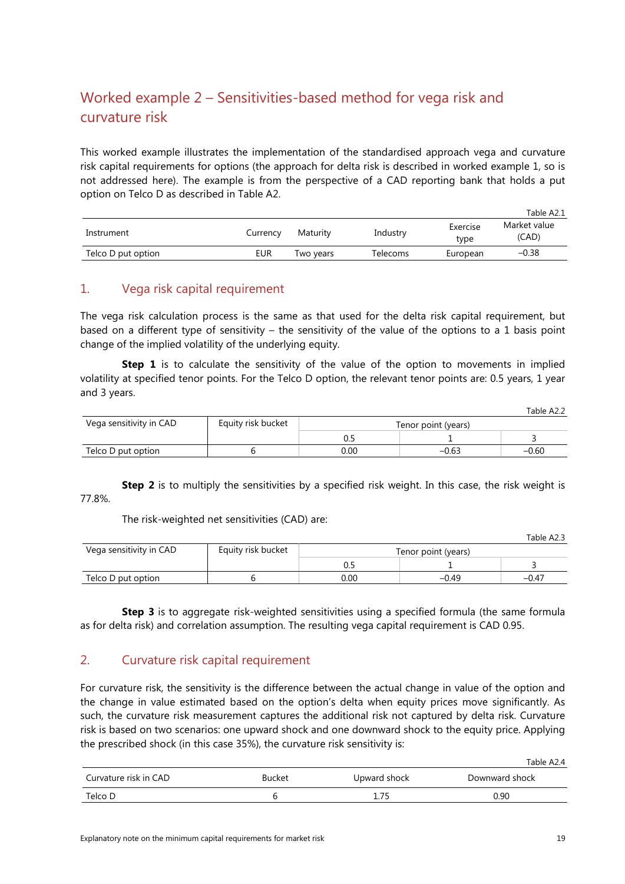## Worked example 2 – Sensitivities-based method for vega risk and curvature risk

This worked example illustrates the implementation of the standardised approach vega and curvature risk capital requirements for options (the approach for delta risk is described in worked example 1, so is not addressed here). The example is from the perspective of a CAD reporting bank that holds a put option on Telco D as described in Table A2.

Table A2.1

| Instrument | Currency | Maturity | Industry | Exercise type | Market value (CAD) |
|---|---|---|---|---|---|
| Telco D put option | EUR | Two years | Telecoms | European | –0.38 |

### 1. Vega risk capital requirement

The vega risk calculation process is the same as that used for the delta risk capital requirement, but based on a different type of sensitivity – the sensitivity of the value of the options to a 1 basis point change of the implied volatility of the underlying equity.

**Step 1** is to calculate the sensitivity of the value of the option to movements in implied volatility at specified tenor points. For the Telco D option, the relevant tenor points are: 0.5 years, 1 year and 3 years.

Table A2.2

| Vega sensitivity in CAD | Equity risk bucket | Tenor point (years) | | |
|---|---|---|---|---|
| | | 0.5 | 1 | 3 |
| Telco D put option | 6 | 0.00 | –0.63 | –0.60 |

**Step 2** is to multiply the sensitivities by a specified risk weight. In this case, the risk weight is 77.8%.

The risk-weighted net sensitivities (CAD) are:

Table A2.3

| Vega sensitivity in CAD | Equity risk bucket | Tenor point (years) | | |
|---|---|---|---|---|
| | | 0.5 | 1 | 3 |
| Telco D put option | 6 | 0.00 | –0.49 | –0.47 |

**Step 3** is to aggregate risk-weighted sensitivities using a specified formula (the same formula as for delta risk) and correlation assumption. The resulting vega capital requirement is CAD 0.95.

### 2. Curvature risk capital requirement

For curvature risk, the sensitivity is the difference between the actual change in value of the option and the change in value estimated based on the option's delta when equity prices move significantly. As such, the curvature risk measurement captures the additional risk not captured by delta risk. Curvature risk is based on two scenarios: one upward shock and one downward shock to the equity price. Applying the prescribed shock (in this case 35%), the curvature risk sensitivity is:

Table A2.4

| Curvature risk in CAD | Bucket | Upward shock | Downward shock |
|---|---|---|---|
| Telco D | 6 | 1.75 | 0.90 |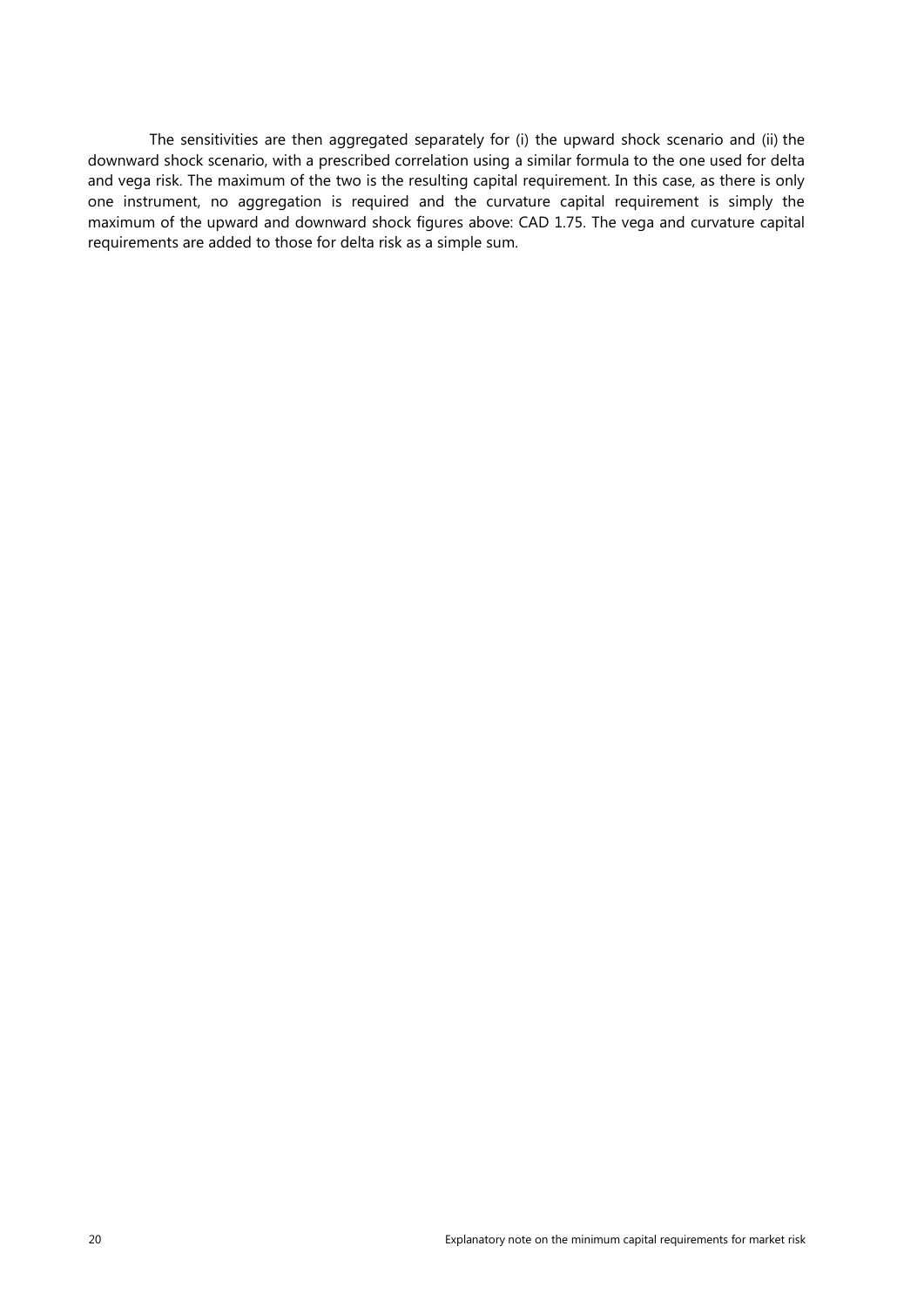The sensitivities are then aggregated separately for (i) the upward shock scenario and (ii) the downward shock scenario, with a prescribed correlation using a similar formula to the one used for delta and vega risk. The maximum of the two is the resulting capital requirement. In this case, as there is only one instrument, no aggregation is required and the curvature capital requirement is simply the maximum of the upward and downward shock figures above: CAD 1.75. The vega and curvature capital requirements are added to those for delta risk as a simple sum.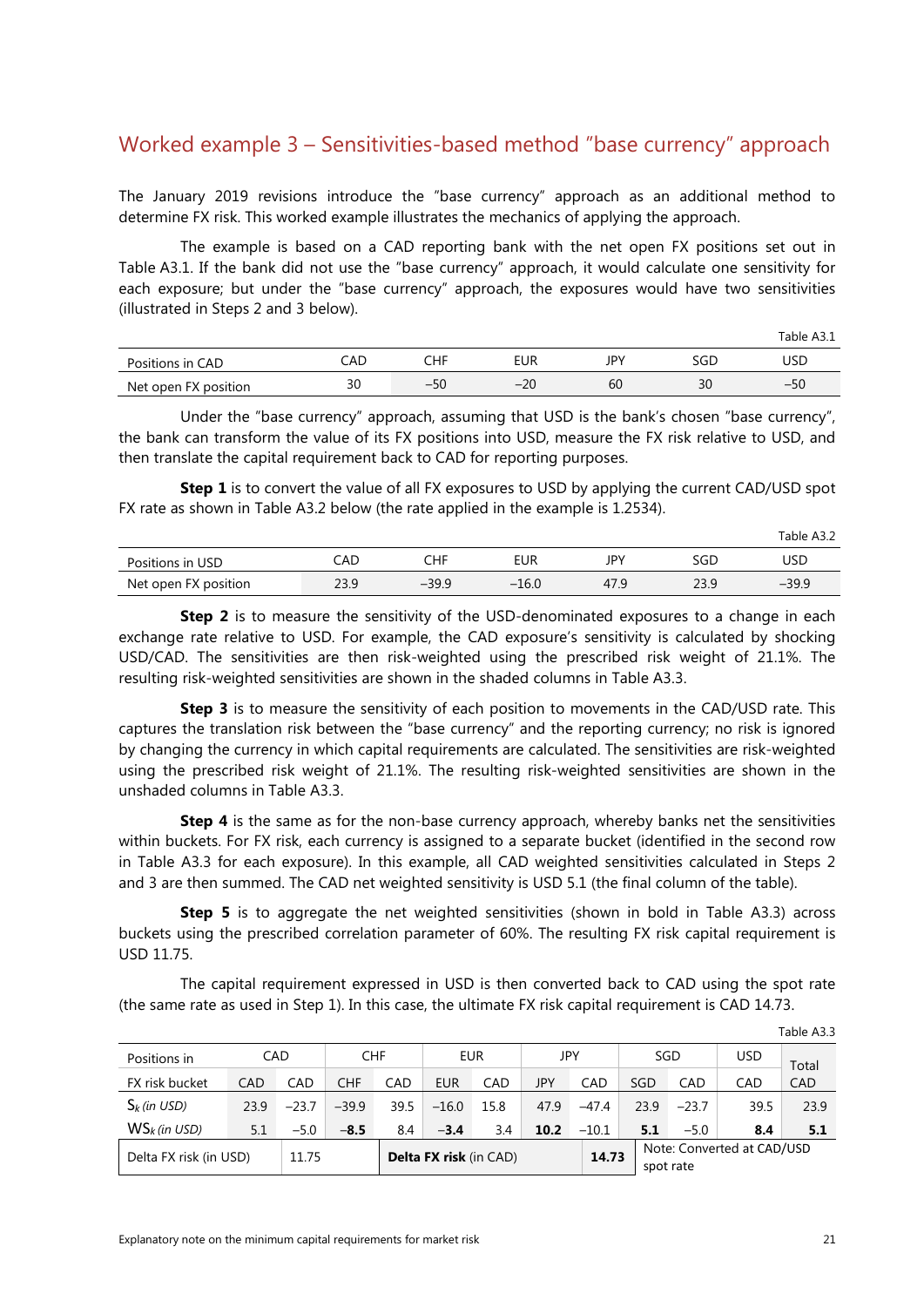## Worked example 3 – Sensitivities-based method "base currency" approach

The January 2019 revisions introduce the "base currency" approach as an additional method to determine FX risk. This worked example illustrates the mechanics of applying the approach.

The example is based on a CAD reporting bank with the net open FX positions set out in Table A3.1. If the bank did not use the "base currency" approach, it would calculate one sensitivity for each exposure; but under the "base currency" approach, the exposures would have two sensitivities (illustrated in Steps 2 and 3 below).

Table A3.1

| Positions in CAD | CAD | CHF | EUR | JPY | SGD | USD |
|---|---|---|---|---|---|---|
| Net open FX position | 30 | −50 | −20 | 60 | 30 | −50 |

Under the "base currency" approach, assuming that USD is the bank's chosen "base currency", the bank can transform the value of its FX positions into USD, measure the FX risk relative to USD, and then translate the capital requirement back to CAD for reporting purposes.

**Step 1** is to convert the value of all FX exposures to USD by applying the current CAD/USD spot FX rate as shown in Table A3.2 below (the rate applied in the example is 1.2534).

Table A3.2

| Positions in USD | CAD | CHF | EUR | JPY | SGD | USD |
|---|---|---|---|---|---|---|
| Net open FX position | 23.9 | −39.9 | −16.0 | 47.9 | 23.9 | −39.9 |

**Step 2** is to measure the sensitivity of the USD-denominated exposures to a change in each exchange rate relative to USD. For example, the CAD exposure's sensitivity is calculated by shocking USD/CAD. The sensitivities are then risk-weighted using the prescribed risk weight of 21.1%. The resulting risk-weighted sensitivities are shown in the shaded columns in Table A3.3.

**Step 3** is to measure the sensitivity of each position to movements in the CAD/USD rate. This captures the translation risk between the "base currency" and the reporting currency; no risk is ignored by changing the currency in which capital requirements are calculated. The sensitivities are risk-weighted using the prescribed risk weight of 21.1%. The resulting risk-weighted sensitivities are shown in the unshaded columns in Table A3.3.

**Step 4** is the same as for the non-base currency approach, whereby banks net the sensitivities within buckets. For FX risk, each currency is assigned to a separate bucket (identified in the second row in Table A3.3 for each exposure). In this example, all CAD weighted sensitivities calculated in Steps 2 and 3 are then summed. The CAD net weighted sensitivity is USD 5.1 (the final column of the table).

**Step 5** is to aggregate the net weighted sensitivities (shown in bold in Table A3.3) across buckets using the prescribed correlation parameter of 60%. The resulting FX risk capital requirement is USD 11.75.

The capital requirement expressed in USD is then converted back to CAD using the spot rate (the same rate as used in Step 1). In this case, the ultimate FX risk capital requirement is CAD 14.73.

Table A3.3

| Positions in | CAD | | CHF | | EUR | | JPY | | SGD | | USD | Total |
|---|---|---|---|---|---|---|---|---|---|---|---|---|
| FX risk bucket | CAD | CAD | CHF | CAD | EUR | CAD | JPY | CAD | SGD | CAD | CAD | CAD |
| $S_k$ *(in USD)* | 23.9 | −23.7 | −39.9 | 39.5 | −16.0 | 15.8 | 47.9 | −47.4 | 23.9 | −23.7 | 39.5 | 23.9 |
| $WS_k$ *(in USD)* | 5.1 | −5.0 | **−8.5** | 8.4 | **−3.4** | 3.4 | **10.2** | −10.1 | **5.1** | −5.0 | 8.4 | **5.1** |
| Delta FX risk (in USD) | | 11.75 | | | **Delta FX risk** (in CAD) | | | **14.73** | Note: Converted at CAD/USD spot rate | | | |